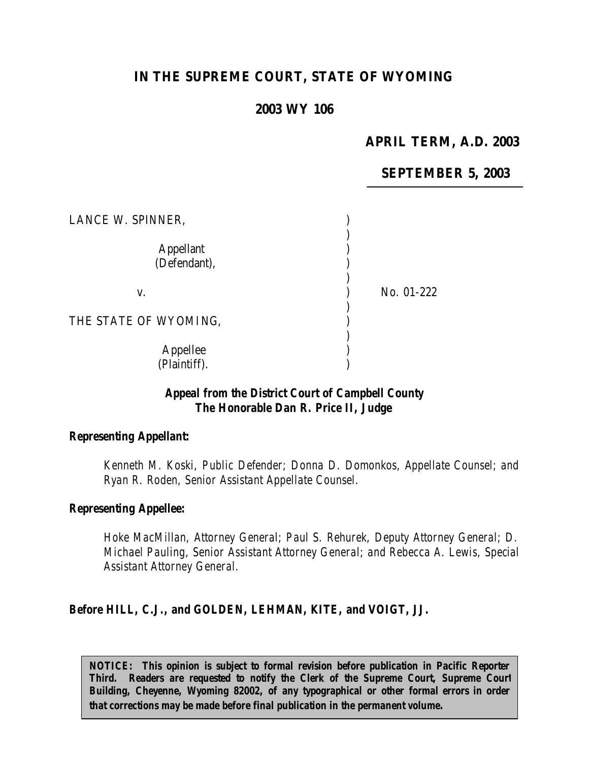# IN THE SUPREME COURT, STATE OF WYOMING

## 2003 WY 106

**APRIL TERM, A.D. 2003**

**SEPTEMBER 5, 2003**

LANCE W. SPINNER,

Appellant
(Defendant),

v. No. 01-222

THE STATE OF WYOMING,

Appellee
(Plaintiff).

***Appeal from the District Court of Campbell County***
***The Honorable Dan R. Price II, Judge***

***Representing Appellant:***

*Kenneth M. Koski, Public Defender; Donna D. Domonkos, Appellate Counsel; and Ryan R. Roden, Senior Assistant Appellate Counsel.*

***Representing Appellee:***

*Hoke MacMillan, Attorney General; Paul S. Rehurek, Deputy Attorney General; D. Michael Pauling, Senior Assistant Attorney General; and Rebecca A. Lewis, Special Assistant Attorney General.*

***Before HILL, C.J., and GOLDEN, LEHMAN, KITE, and VOIGT, JJ.***

***NOTICE: This opinion is subject to formal revision before publication in Pacific Reporter Third. Readers are requested to notify the Clerk of the Supreme Court, Supreme Court Building, Cheyenne, Wyoming 82002, of any typographical or other formal errors in order that corrections may be made before final publication in the permanent volume.***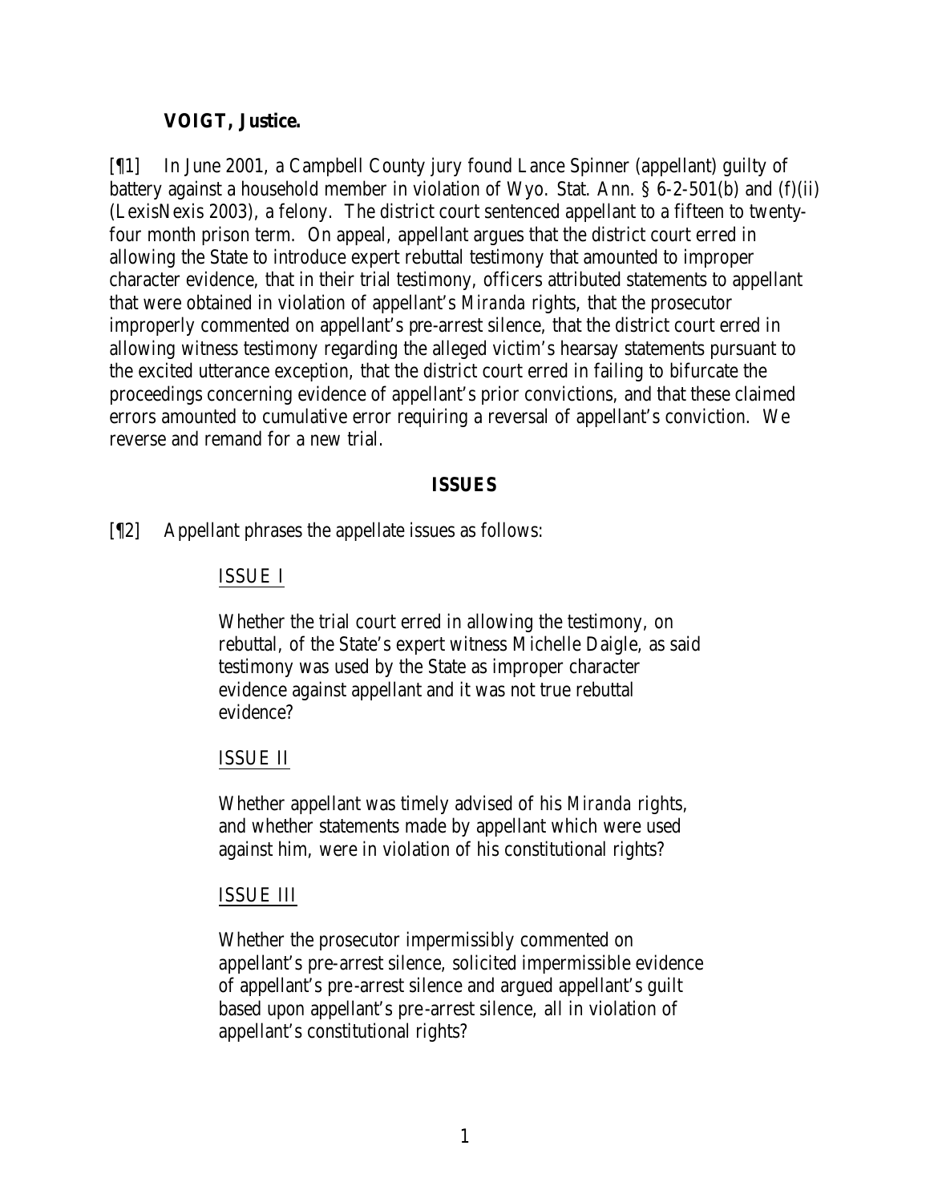**VOIGT, Justice.**

[¶1] In June 2001, a Campbell County jury found Lance Spinner (appellant) guilty of battery against a household member in violation of Wyo. Stat. Ann. § 6-2-501(b) and (f)(ii) (LexisNexis 2003), a felony. The district court sentenced appellant to a fifteen to twenty-four month prison term. On appeal, appellant argues that the district court erred in allowing the State to introduce expert rebuttal testimony that amounted to improper character evidence, that in their trial testimony, officers attributed statements to appellant that were obtained in violation of appellant's *Miranda* rights, that the prosecutor improperly commented on appellant's pre-arrest silence, that the district court erred in allowing witness testimony regarding the alleged victim's hearsay statements pursuant to the excited utterance exception, that the district court erred in failing to bifurcate the proceedings concerning evidence of appellant's prior convictions, and that these claimed errors amounted to cumulative error requiring a reversal of appellant's conviction. We reverse and remand for a new trial.

## ISSUES

[¶2] Appellant phrases the appellate issues as follows:

> ISSUE I
>
> Whether the trial court erred in allowing the testimony, on rebuttal, of the State's expert witness Michelle Daigle, as said testimony was used by the State as improper character evidence against appellant and it was not true rebuttal evidence?
>
> ISSUE II
>
> Whether appellant was timely advised of his *Miranda* rights, and whether statements made by appellant which were used against him, were in violation of his constitutional rights?
>
> ISSUE III
>
> Whether the prosecutor impermissibly commented on appellant's pre-arrest silence, solicited impermissible evidence of appellant's pre-arrest silence and argued appellant's guilt based upon appellant's pre-arrest silence, all in violation of appellant's constitutional rights?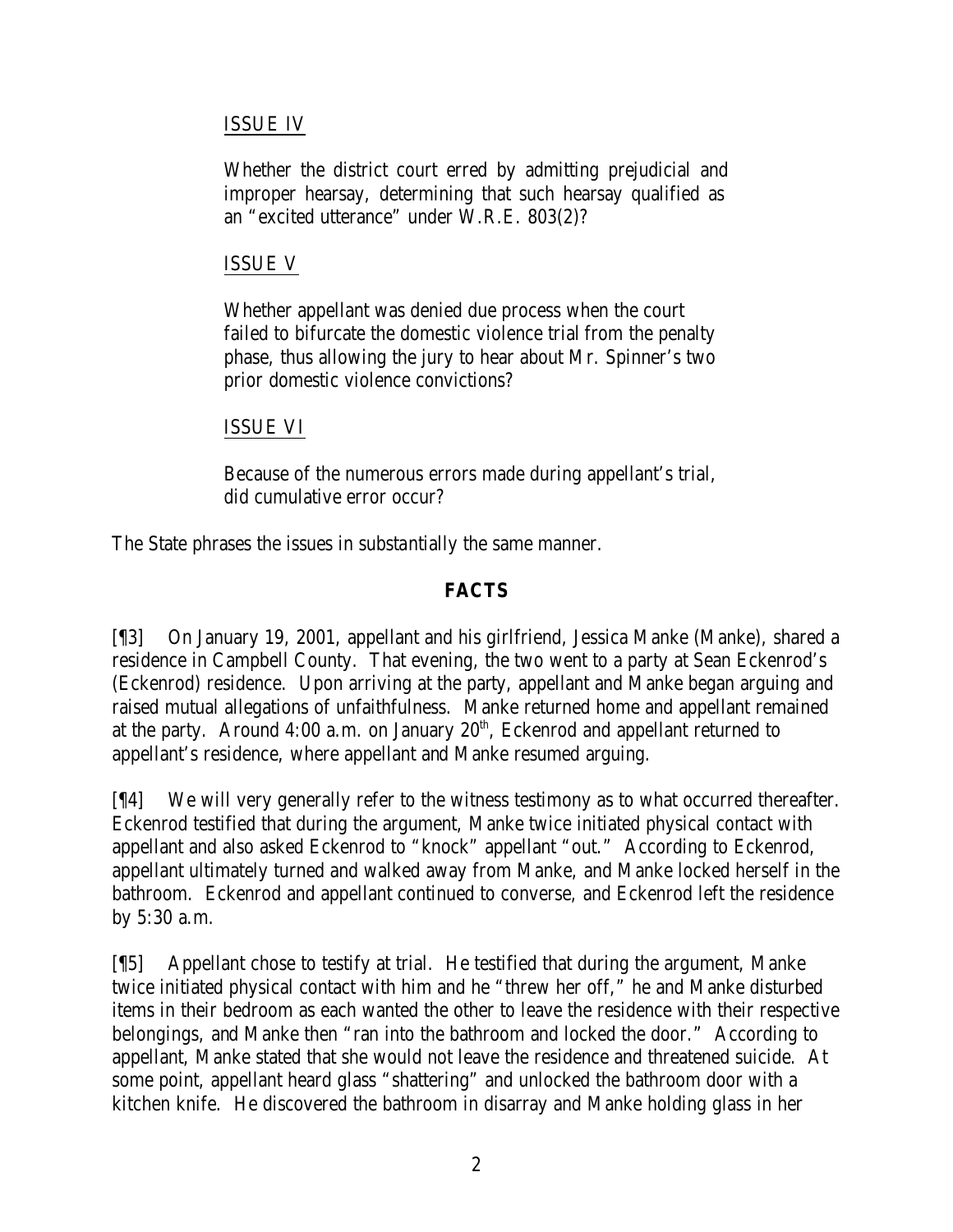ISSUE IV

> Whether the district court erred by admitting prejudicial and improper hearsay, determining that such hearsay qualified as an "excited utterance" under W.R.E. 803(2)?

ISSUE V

> Whether appellant was denied due process when the court failed to bifurcate the domestic violence trial from the penalty phase, thus allowing the jury to hear about Mr. Spinner's two prior domestic violence convictions?

ISSUE VI

> Because of the numerous errors made during appellant's trial, did cumulative error occur?

The State phrases the issues in substantially the same manner.

## FACTS

[¶3] On January 19, 2001, appellant and his girlfriend, Jessica Manke (Manke), shared a residence in Campbell County. That evening, the two went to a party at Sean Eckenrod's (Eckenrod) residence. Upon arriving at the party, appellant and Manke began arguing and raised mutual allegations of unfaithfulness. Manke returned home and appellant remained at the party. Around 4:00 a.m. on January 20th, Eckenrod and appellant returned to appellant's residence, where appellant and Manke resumed arguing.

[¶4] We will very generally refer to the witness testimony as to what occurred thereafter. Eckenrod testified that during the argument, Manke twice initiated physical contact with appellant and also asked Eckenrod to "knock" appellant "out." According to Eckenrod, appellant ultimately turned and walked away from Manke, and Manke locked herself in the bathroom. Eckenrod and appellant continued to converse, and Eckenrod left the residence by 5:30 a.m.

[¶5] Appellant chose to testify at trial. He testified that during the argument, Manke twice initiated physical contact with him and he "threw her off," he and Manke disturbed items in their bedroom as each wanted the other to leave the residence with their respective belongings, and Manke then "ran into the bathroom and locked the door." According to appellant, Manke stated that she would not leave the residence and threatened suicide. At some point, appellant heard glass "shattering" and unlocked the bathroom door with a kitchen knife. He discovered the bathroom in disarray and Manke holding glass in her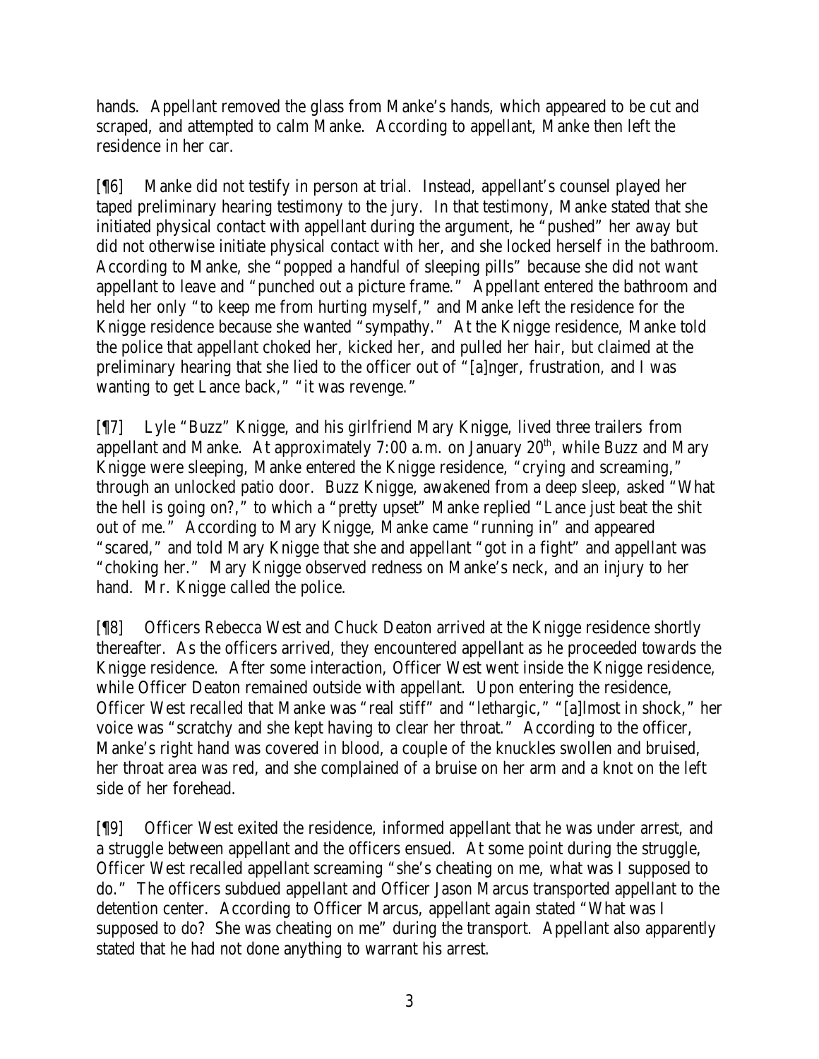hands. Appellant removed the glass from Manke's hands, which appeared to be cut and scraped, and attempted to calm Manke. According to appellant, Manke then left the residence in her car.

[¶6] Manke did not testify in person at trial. Instead, appellant's counsel played her taped preliminary hearing testimony to the jury. In that testimony, Manke stated that she initiated physical contact with appellant during the argument, he "pushed" her away but did not otherwise initiate physical contact with her, and she locked herself in the bathroom. According to Manke, she "popped a handful of sleeping pills" because she did not want appellant to leave and "punched out a picture frame." Appellant entered the bathroom and held her only "to keep me from hurting myself," and Manke left the residence for the Knigge residence because she wanted "sympathy." At the Knigge residence, Manke told the police that appellant choked her, kicked her, and pulled her hair, but claimed at the preliminary hearing that she lied to the officer out of "[a]nger, frustration, and I was wanting to get Lance back," "it was revenge."

[¶7] Lyle "Buzz" Knigge, and his girlfriend Mary Knigge, lived three trailers from appellant and Manke. At approximately 7:00 a.m. on January 20th, while Buzz and Mary Knigge were sleeping, Manke entered the Knigge residence, "crying and screaming," through an unlocked patio door. Buzz Knigge, awakened from a deep sleep, asked "What the hell is going on?," to which a "pretty upset" Manke replied "Lance just beat the shit out of me." According to Mary Knigge, Manke came "running in" and appeared "scared," and told Mary Knigge that she and appellant "got in a fight" and appellant was "choking her." Mary Knigge observed redness on Manke's neck, and an injury to her hand. Mr. Knigge called the police.

[¶8] Officers Rebecca West and Chuck Deaton arrived at the Knigge residence shortly thereafter. As the officers arrived, they encountered appellant as he proceeded towards the Knigge residence. After some interaction, Officer West went inside the Knigge residence, while Officer Deaton remained outside with appellant. Upon entering the residence, Officer West recalled that Manke was "real stiff" and "lethargic," "[a]lmost in shock," her voice was "scratchy and she kept having to clear her throat." According to the officer, Manke's right hand was covered in blood, a couple of the knuckles swollen and bruised, her throat area was red, and she complained of a bruise on her arm and a knot on the left side of her forehead.

[¶9] Officer West exited the residence, informed appellant that he was under arrest, and a struggle between appellant and the officers ensued. At some point during the struggle, Officer West recalled appellant screaming "she's cheating on me, what was I supposed to do." The officers subdued appellant and Officer Jason Marcus transported appellant to the detention center. According to Officer Marcus, appellant again stated "What was I supposed to do? She was cheating on me" during the transport. Appellant also apparently stated that he had not done anything to warrant his arrest.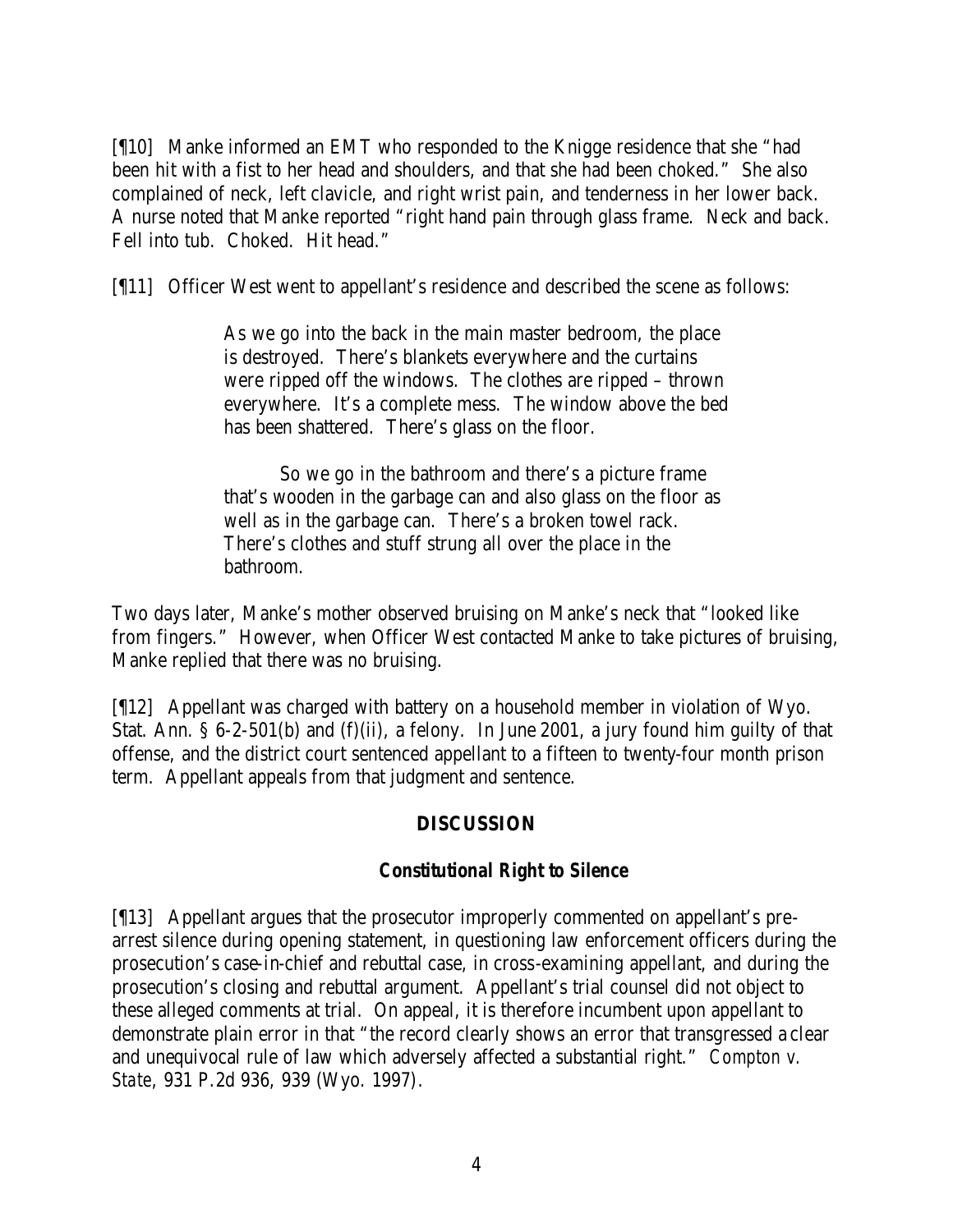[¶10] Manke informed an EMT who responded to the Knigge residence that she "had been hit with a fist to her head and shoulders, and that she had been choked." She also complained of neck, left clavicle, and right wrist pain, and tenderness in her lower back. A nurse noted that Manke reported "right hand pain through glass frame. Neck and back. Fell into tub. Choked. Hit head."

[¶11] Officer West went to appellant's residence and described the scene as follows:

> As we go into the back in the main master bedroom, the place is destroyed. There's blankets everywhere and the curtains were ripped off the windows. The clothes are ripped – thrown everywhere. It's a complete mess. The window above the bed has been shattered. There's glass on the floor.
>
> So we go in the bathroom and there's a picture frame that's wooden in the garbage can and also glass on the floor as well as in the garbage can. There's a broken towel rack. There's clothes and stuff strung all over the place in the bathroom.

Two days later, Manke's mother observed bruising on Manke's neck that "looked like from fingers." However, when Officer West contacted Manke to take pictures of bruising, Manke replied that there was no bruising.

[¶12] Appellant was charged with battery on a household member in violation of Wyo. Stat. Ann. § 6-2-501(b) and (f)(ii), a felony. In June 2001, a jury found him guilty of that offense, and the district court sentenced appellant to a fifteen to twenty-four month prison term. Appellant appeals from that judgment and sentence.

## DISCUSSION

### *Constitutional Right to Silence*

[¶13] Appellant argues that the prosecutor improperly commented on appellant's pre-arrest silence during opening statement, in questioning law enforcement officers during the prosecution's case-in-chief and rebuttal case, in cross-examining appellant, and during the prosecution's closing and rebuttal argument. Appellant's trial counsel did not object to these alleged comments at trial. On appeal, it is therefore incumbent upon appellant to demonstrate plain error in that "the record clearly shows an error that transgressed a clear and unequivocal rule of law which adversely affected a substantial right." *Compton v. State*, 931 P.2d 936, 939 (Wyo. 1997).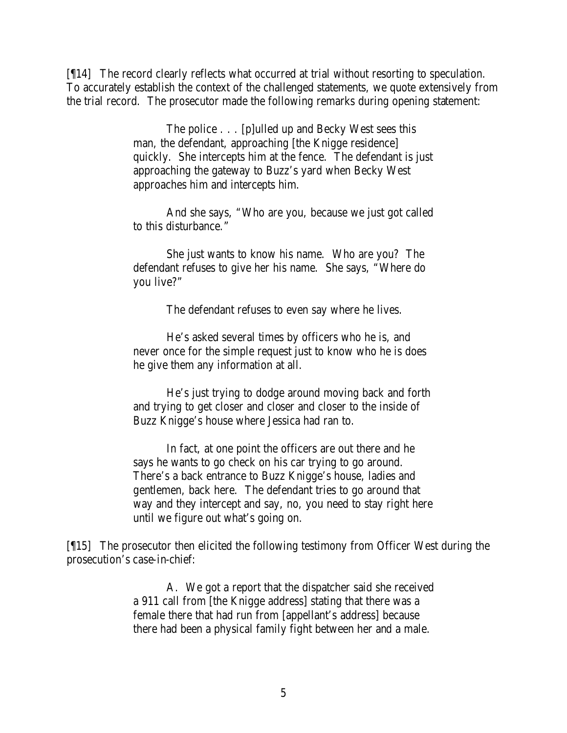[¶14] The record clearly reflects what occurred at trial without resorting to speculation. To accurately establish the context of the challenged statements, we quote extensively from the trial record. The prosecutor made the following remarks during opening statement:

> The police . . . [p]ulled up and Becky West sees this man, the defendant, approaching [the Knigge residence] quickly. She intercepts him at the fence. The defendant is just approaching the gateway to Buzz's yard when Becky West approaches him and intercepts him.
>
> And she says, "Who are you, because we just got called to this disturbance."
>
> She just wants to know his name. Who are you? The defendant refuses to give her his name. She says, "Where do you live?"
>
> The defendant refuses to even say where he lives.
>
> He's asked several times by officers who he is, and never once for the simple request just to know who he is does he give them any information at all.
>
> He's just trying to dodge around moving back and forth and trying to get closer and closer and closer to the inside of Buzz Knigge's house where Jessica had ran to.
>
> In fact, at one point the officers are out there and he says he wants to go check on his car trying to go around. There's a back entrance to Buzz Knigge's house, ladies and gentlemen, back here. The defendant tries to go around that way and they intercept and say, no, you need to stay right here until we figure out what's going on.

[¶15] The prosecutor then elicited the following testimony from Officer West during the prosecution's case-in-chief:

> A. We got a report that the dispatcher said she received a 911 call from [the Knigge address] stating that there was a female there that had run from [appellant's address] because there had been a physical family fight between her and a male.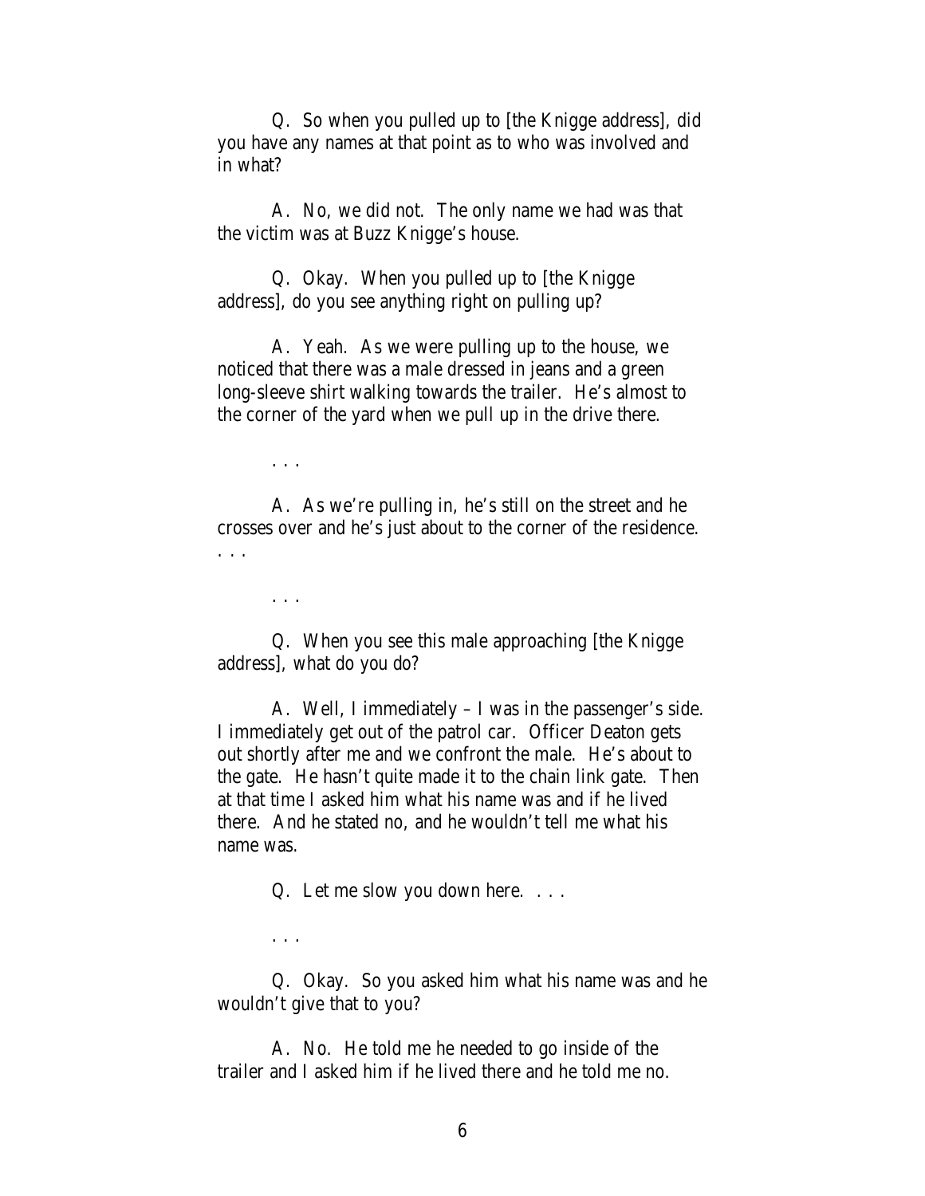Q. So when you pulled up to [the Knigge address], did you have any names at that point as to who was involved and in what?

A. No, we did not. The only name we had was that the victim was at Buzz Knigge's house.

Q. Okay. When you pulled up to [the Knigge address], do you see anything right on pulling up?

A. Yeah. As we were pulling up to the house, we noticed that there was a male dressed in jeans and a green long-sleeve shirt walking towards the trailer. He's almost to the corner of the yard when we pull up in the drive there.

. . .

A. As we're pulling in, he's still on the street and he crosses over and he's just about to the corner of the residence. . . .

. . .

Q. When you see this male approaching [the Knigge address], what do you do?

A. Well, I immediately – I was in the passenger's side. I immediately get out of the patrol car. Officer Deaton gets out shortly after me and we confront the male. He's about to the gate. He hasn't quite made it to the chain link gate. Then at that time I asked him what his name was and if he lived there. And he stated no, and he wouldn't tell me what his name was.

Q. Let me slow you down here. . . .

. . .

Q. Okay. So you asked him what his name was and he wouldn't give that to you?

A. No. He told me he needed to go inside of the trailer and I asked him if he lived there and he told me no.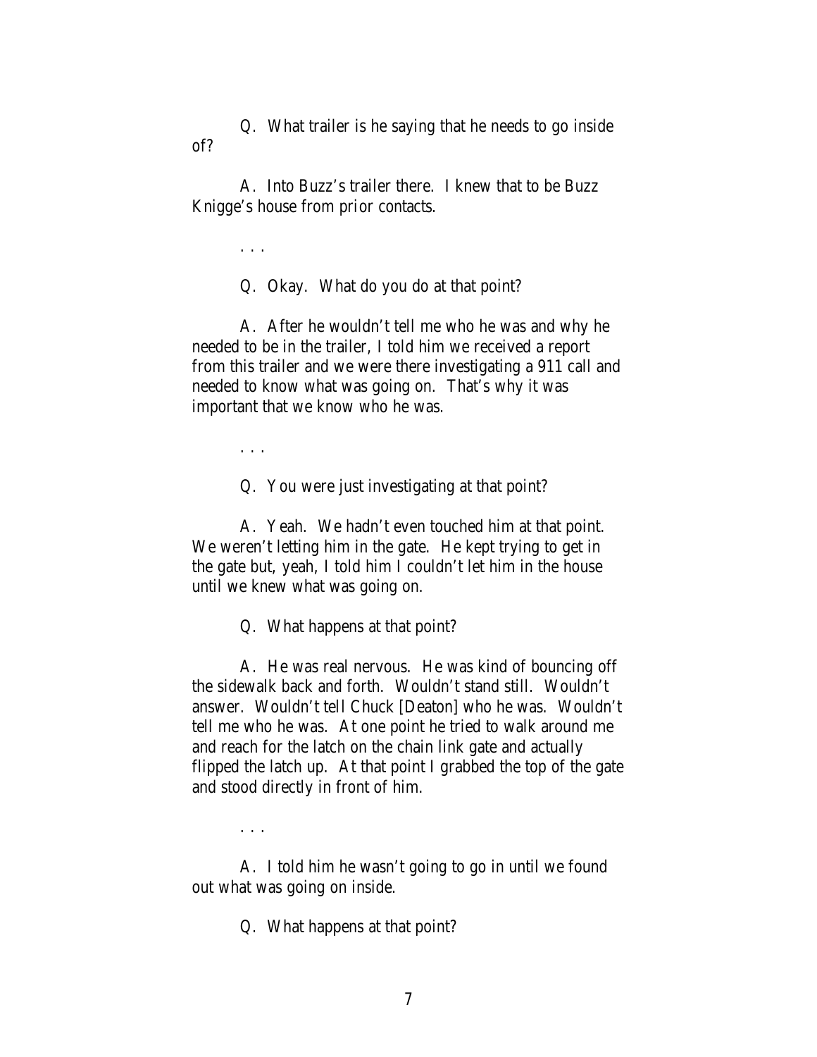Q. What trailer is he saying that he needs to go inside of?

A. Into Buzz's trailer there. I knew that to be Buzz Knigge's house from prior contacts.

. . .

Q. Okay. What do you do at that point?

A. After he wouldn't tell me who he was and why he needed to be in the trailer, I told him we received a report from this trailer and we were there investigating a 911 call and needed to know what was going on. That's why it was important that we know who he was.

. . .

Q. You were just investigating at that point?

A. Yeah. We hadn't even touched him at that point. We weren't letting him in the gate. He kept trying to get in the gate but, yeah, I told him I couldn't let him in the house until we knew what was going on.

Q. What happens at that point?

A. He was real nervous. He was kind of bouncing off the sidewalk back and forth. Wouldn't stand still. Wouldn't answer. Wouldn't tell Chuck [Deaton] who he was. Wouldn't tell me who he was. At one point he tried to walk around me and reach for the latch on the chain link gate and actually flipped the latch up. At that point I grabbed the top of the gate and stood directly in front of him.

. . .

A. I told him he wasn't going to go in until we found out what was going on inside.

Q. What happens at that point?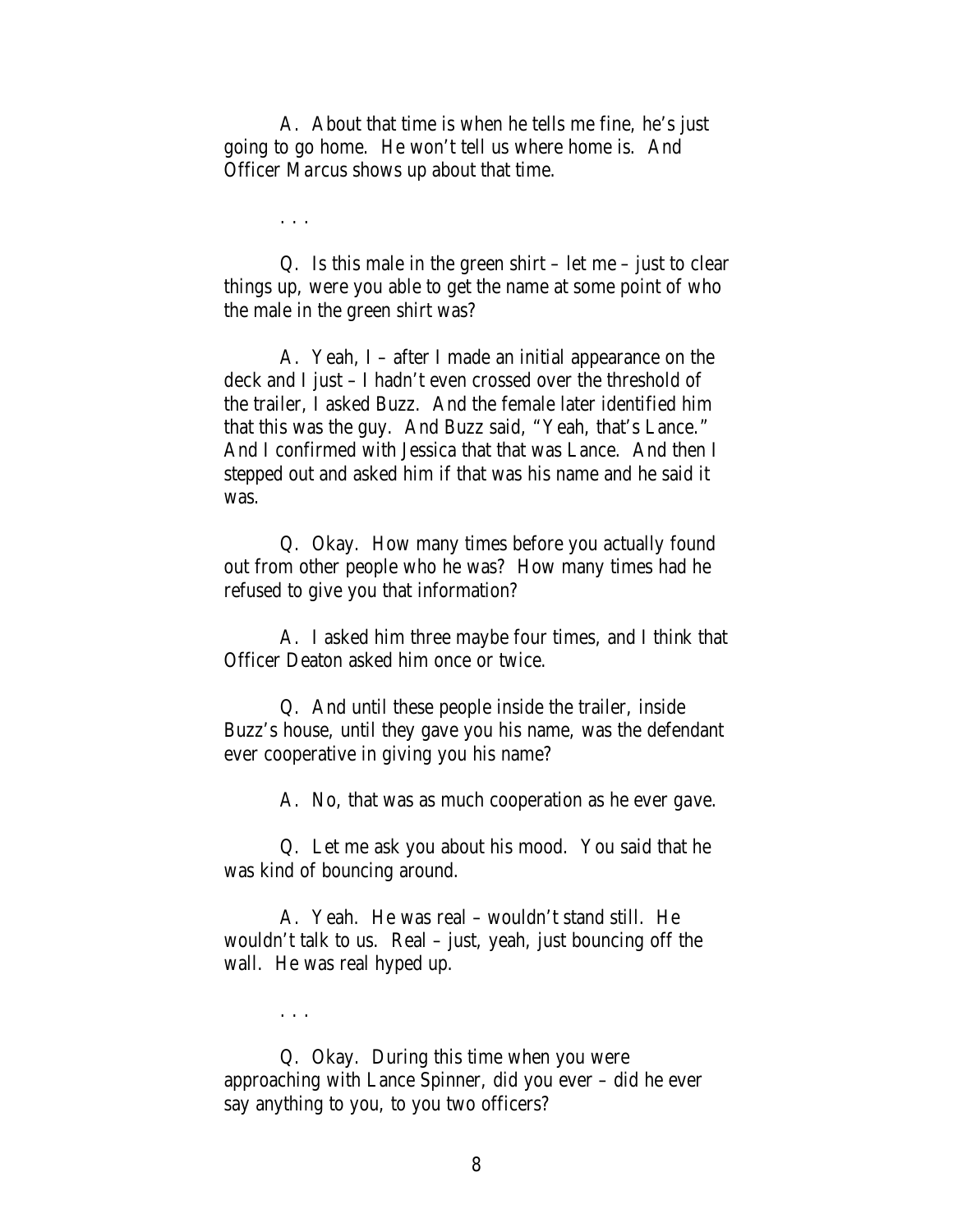A. About that time is when he tells me fine, he's just going to go home. He won't tell us where home is. And Officer Marcus shows up about that time.

. . .

Q. Is this male in the green shirt – let me – just to clear things up, were you able to get the name at some point of who the male in the green shirt was?

A. Yeah, I – after I made an initial appearance on the deck and I just – I hadn't even crossed over the threshold of the trailer, I asked Buzz. And the female later identified him that this was the guy. And Buzz said, "Yeah, that's Lance." And I confirmed with Jessica that that was Lance. And then I stepped out and asked him if that was his name and he said it was.

Q. Okay. How many times before you actually found out from other people who he was? How many times had he refused to give you that information?

A. I asked him three maybe four times, and I think that Officer Deaton asked him once or twice.

Q. And until these people inside the trailer, inside Buzz's house, until they gave you his name, was the defendant ever cooperative in giving you his name?

A. No, that was as much cooperation as he ever gave.

Q. Let me ask you about his mood. You said that he was kind of bouncing around.

A. Yeah. He was real – wouldn't stand still. He wouldn't talk to us. Real – just, yeah, just bouncing off the wall. He was real hyped up.

. . .

Q. Okay. During this time when you were approaching with Lance Spinner, did you ever – did he ever say anything to you, to you two officers?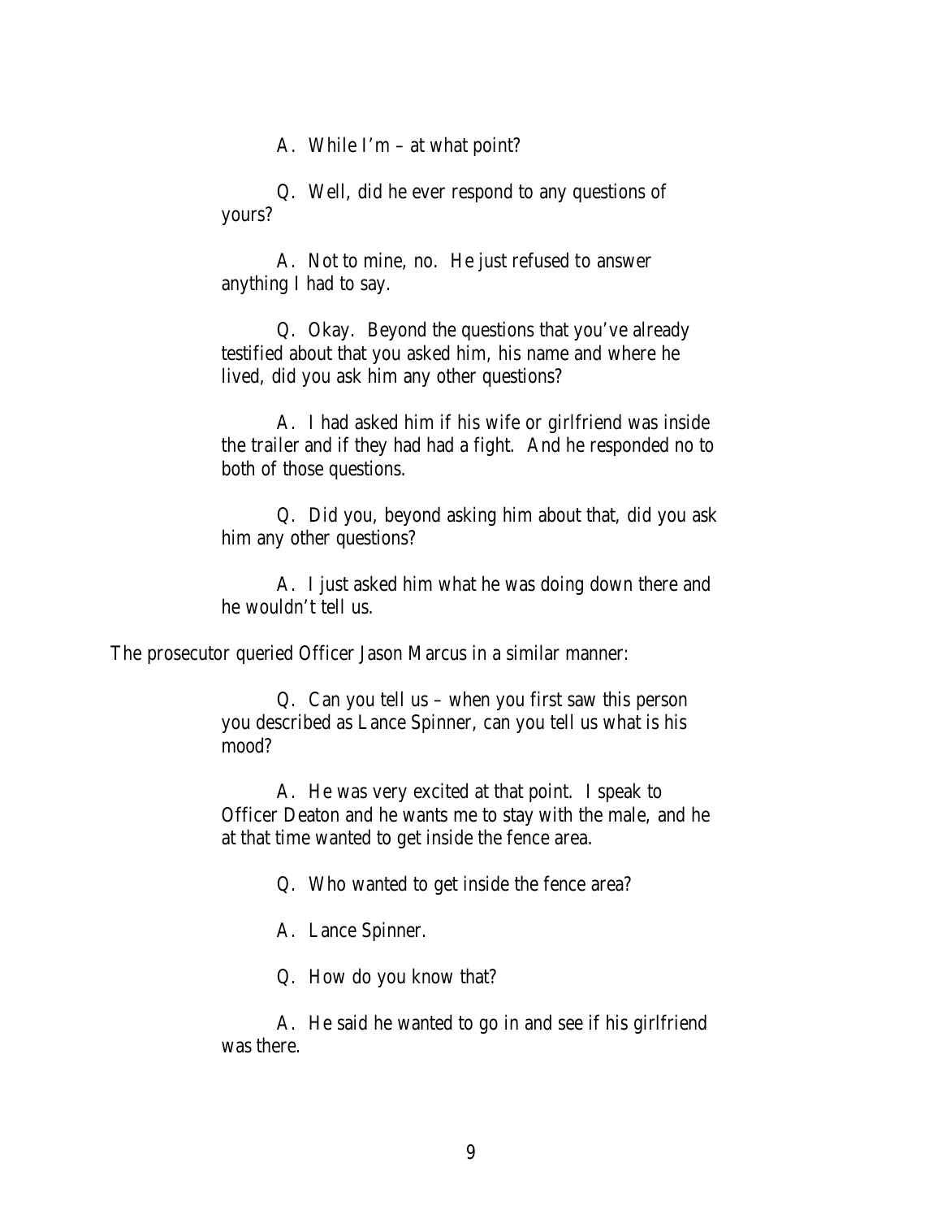A. While I'm – at what point?

Q. Well, did he ever respond to any questions of yours?

A. Not to mine, no. He just refused to answer anything I had to say.

Q. Okay. Beyond the questions that you've already testified about that you asked him, his name and where he lived, did you ask him any other questions?

A. I had asked him if his wife or girlfriend was inside the trailer and if they had had a fight. And he responded no to both of those questions.

Q. Did you, beyond asking him about that, did you ask him any other questions?

A. I just asked him what he was doing down there and he wouldn't tell us.

The prosecutor queried Officer Jason Marcus in a similar manner:

Q. Can you tell us – when you first saw this person you described as Lance Spinner, can you tell us what is his mood?

A. He was very excited at that point. I speak to Officer Deaton and he wants me to stay with the male, and he at that time wanted to get inside the fence area.

Q. Who wanted to get inside the fence area?

A. Lance Spinner.

Q. How do you know that?

A. He said he wanted to go in and see if his girlfriend was there.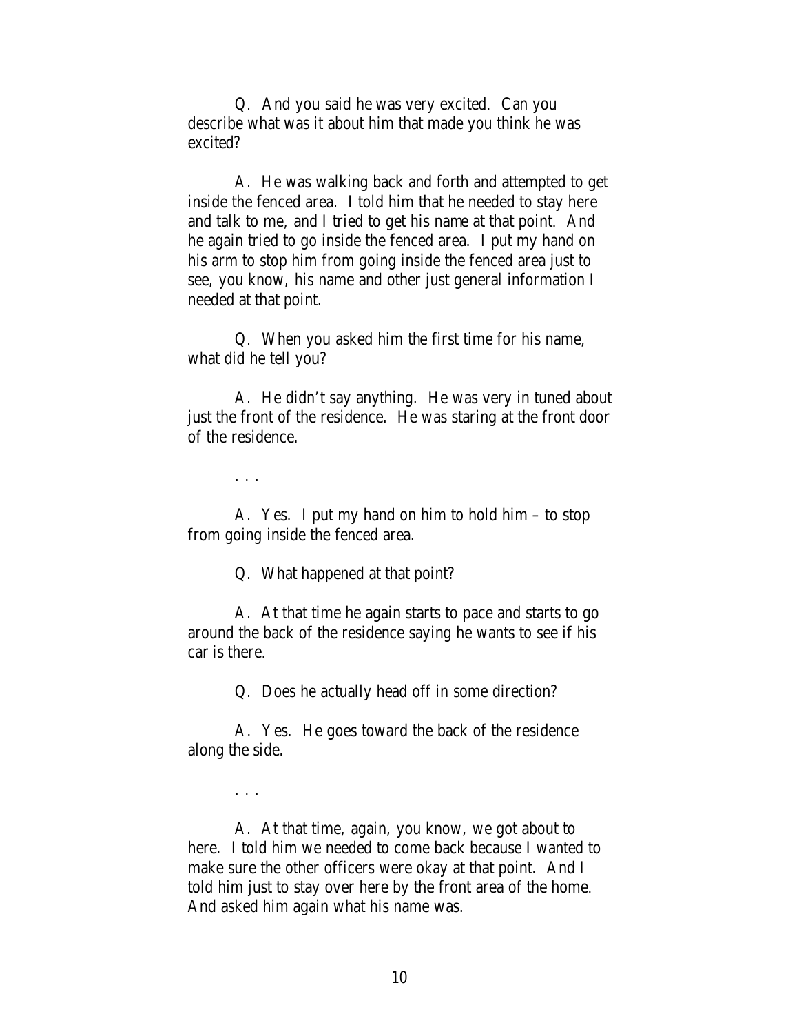Q. And you said he was very excited. Can you describe what was it about him that made you think he was excited?

A. He was walking back and forth and attempted to get inside the fenced area. I told him that he needed to stay here and talk to me, and I tried to get his name at that point. And he again tried to go inside the fenced area. I put my hand on his arm to stop him from going inside the fenced area just to see, you know, his name and other just general information I needed at that point.

Q. When you asked him the first time for his name, what did he tell you?

A. He didn't say anything. He was very in tuned about just the front of the residence. He was staring at the front door of the residence.

. . .

A. Yes. I put my hand on him to hold him – to stop from going inside the fenced area.

Q. What happened at that point?

A. At that time he again starts to pace and starts to go around the back of the residence saying he wants to see if his car is there.

Q. Does he actually head off in some direction?

A. Yes. He goes toward the back of the residence along the side.

. . .

A. At that time, again, you know, we got about to here. I told him we needed to come back because I wanted to make sure the other officers were okay at that point. And I told him just to stay over here by the front area of the home. And asked him again what his name was.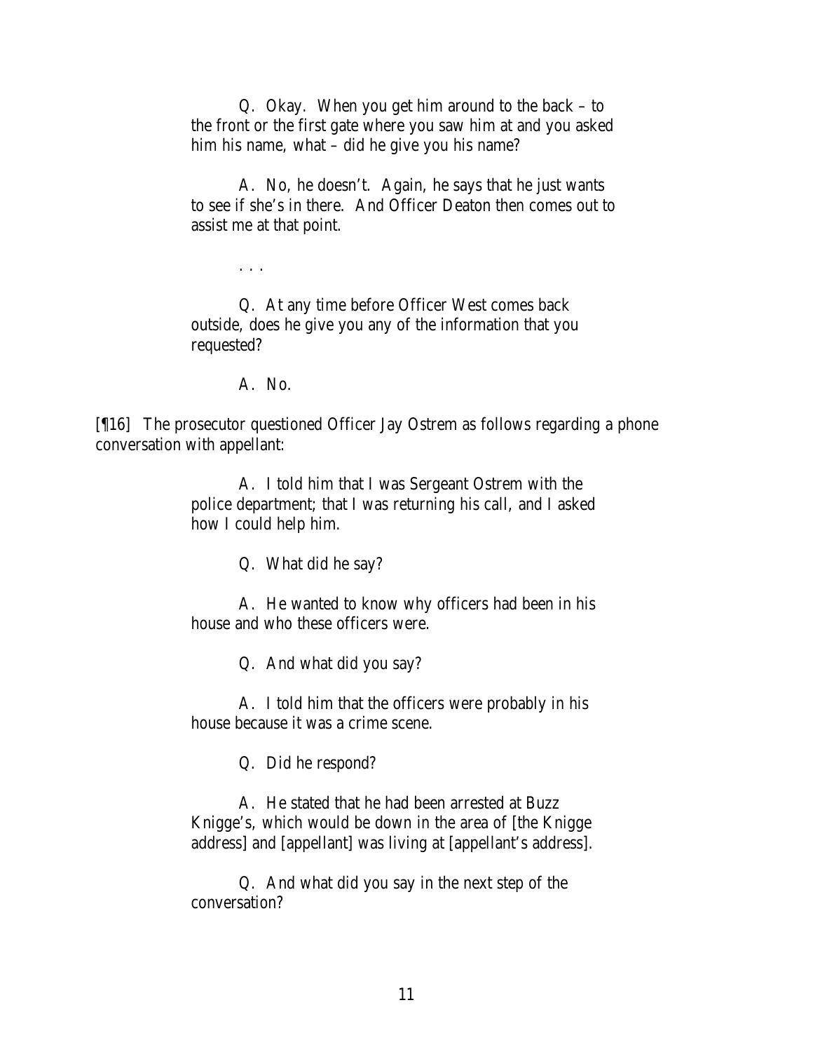> Q. Okay. When you get him around to the back – to the front or the first gate where you saw him at and you asked him his name, what – did he give you his name?
>
> A. No, he doesn't. Again, he says that he just wants to see if she's in there. And Officer Deaton then comes out to assist me at that point.
>
> . . .
>
> Q. At any time before Officer West comes back outside, does he give you any of the information that you requested?
>
> A. No.

[¶16] The prosecutor questioned Officer Jay Ostrem as follows regarding a phone conversation with appellant:

> A. I told him that I was Sergeant Ostrem with the police department; that I was returning his call, and I asked how I could help him.
>
> Q. What did he say?
>
> A. He wanted to know why officers had been in his house and who these officers were.
>
> Q. And what did you say?
>
> A. I told him that the officers were probably in his house because it was a crime scene.
>
> Q. Did he respond?
>
> A. He stated that he had been arrested at Buzz Knigge's, which would be down in the area of [the Knigge address] and [appellant] was living at [appellant's address].
>
> Q. And what did you say in the next step of the conversation?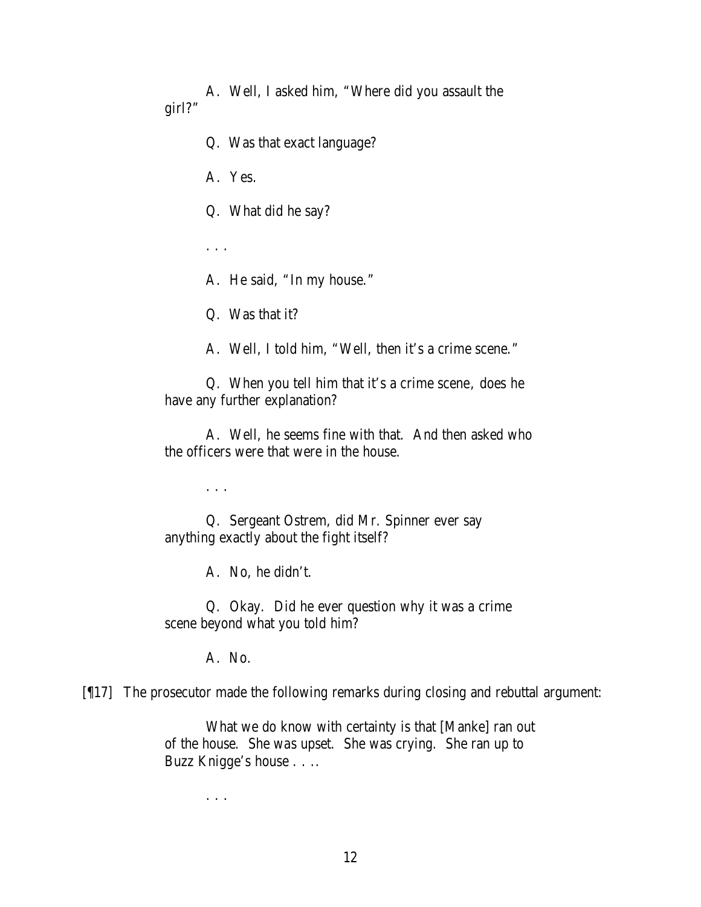A. Well, I asked him, "Where did you assault the girl?"

Q. Was that exact language?

A. Yes.

Q. What did he say?

. . .

A. He said, "In my house."

Q. Was that it?

A. Well, I told him, "Well, then it's a crime scene."

Q. When you tell him that it's a crime scene, does he have any further explanation?

A. Well, he seems fine with that. And then asked who the officers were that were in the house.

. . .

Q. Sergeant Ostrem, did Mr. Spinner ever say anything exactly about the fight itself?

A. No, he didn't.

Q. Okay. Did he ever question why it was a crime scene beyond what you told him?

A. No.

[¶17] The prosecutor made the following remarks during closing and rebuttal argument:

> What we do know with certainty is that [Manke] ran out of the house. She was upset. She was crying. She ran up to Buzz Knigge's house . . ..
>
> . . .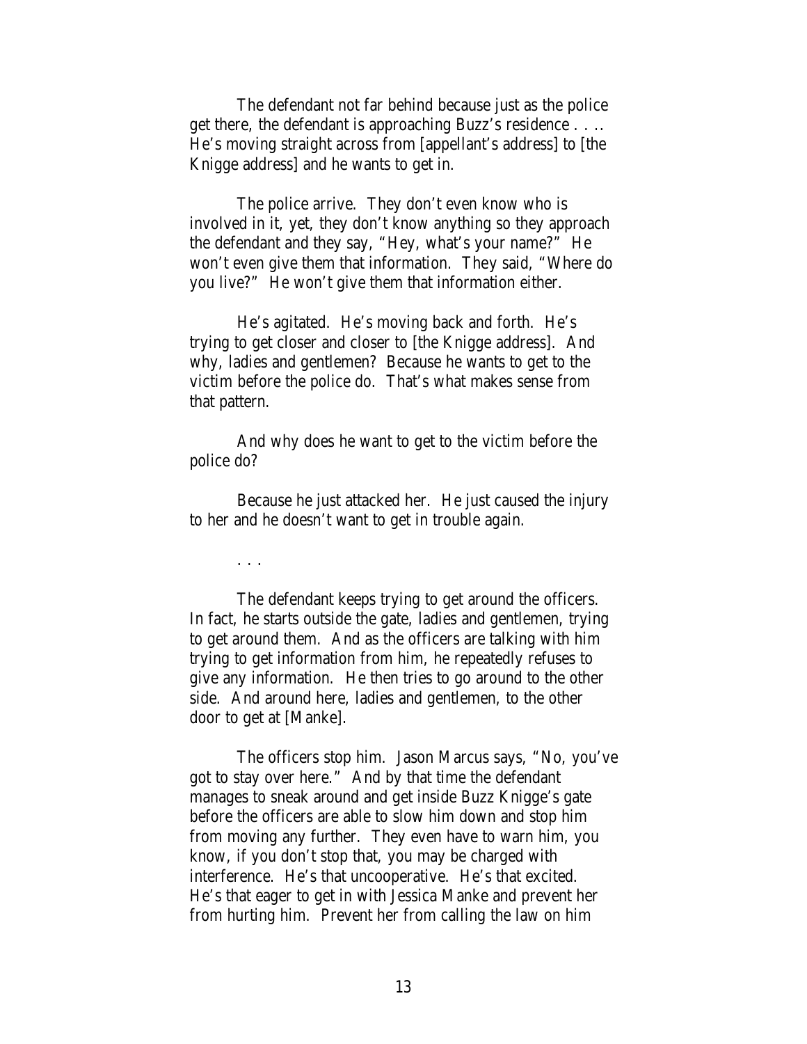The defendant not far behind because just as the police get there, the defendant is approaching Buzz's residence . . .. He's moving straight across from [appellant's address] to [the Knigge address] and he wants to get in.

The police arrive. They don't even know who is involved in it, yet, they don't know anything so they approach the defendant and they say, "Hey, what's your name?" He won't even give them that information. They said, "Where do you live?" He won't give them that information either.

He's agitated. He's moving back and forth. He's trying to get closer and closer to [the Knigge address]. And why, ladies and gentlemen? Because he wants to get to the victim before the police do. That's what makes sense from that pattern.

And why does he want to get to the victim before the police do?

Because he just attacked her. He just caused the injury to her and he doesn't want to get in trouble again.

. . .

The defendant keeps trying to get around the officers. In fact, he starts outside the gate, ladies and gentlemen, trying to get around them. And as the officers are talking with him trying to get information from him, he repeatedly refuses to give any information. He then tries to go around to the other side. And around here, ladies and gentlemen, to the other door to get at [Manke].

The officers stop him. Jason Marcus says, "No, you've got to stay over here." And by that time the defendant manages to sneak around and get inside Buzz Knigge's gate before the officers are able to slow him down and stop him from moving any further. They even have to warn him, you know, if you don't stop that, you may be charged with interference. He's that uncooperative. He's that excited. He's that eager to get in with Jessica Manke and prevent her from hurting him. Prevent her from calling the law on him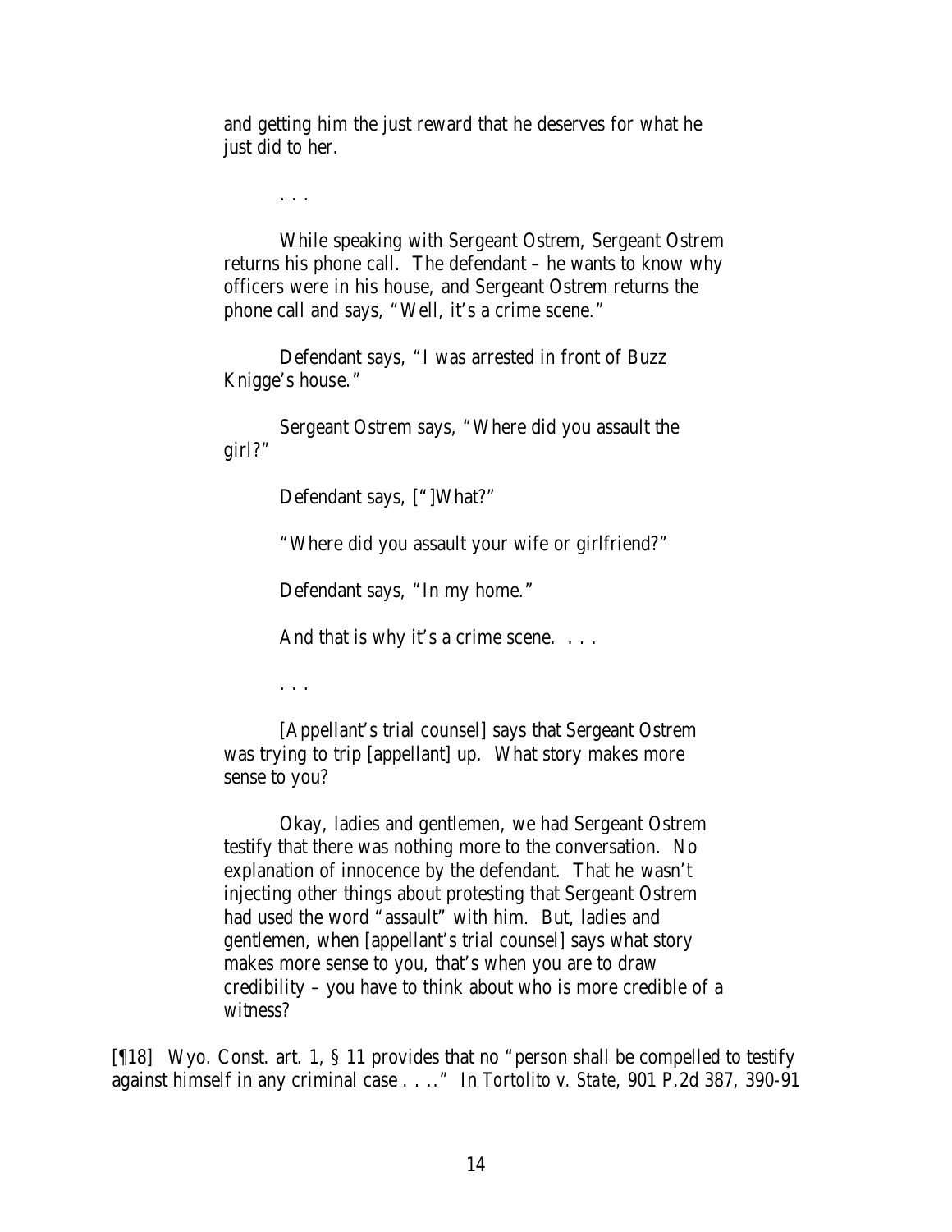> and getting him the just reward that he deserves for what he just did to her.
>
> . . .
>
> While speaking with Sergeant Ostrem, Sergeant Ostrem returns his phone call. The defendant – he wants to know why officers were in his house, and Sergeant Ostrem returns the phone call and says, "Well, it's a crime scene."
>
> Defendant says, "I was arrested in front of Buzz Knigge's house."
>
> Sergeant Ostrem says, "Where did you assault the girl?"
>
> Defendant says, ["]What?"
>
> "Where did you assault your wife or girlfriend?"
>
> Defendant says, "In my home."
>
> And that is why it's a crime scene. . . .
>
> . . .
>
> [Appellant's trial counsel] says that Sergeant Ostrem was trying to trip [appellant] up. What story makes more sense to you?
>
> Okay, ladies and gentlemen, we had Sergeant Ostrem testify that there was nothing more to the conversation. No explanation of innocence by the defendant. That he wasn't injecting other things about protesting that Sergeant Ostrem had used the word "assault" with him. But, ladies and gentlemen, when [appellant's trial counsel] says what story makes more sense to you, that's when you are to draw credibility – you have to think about who is more credible of a witness?

[¶18] Wyo. Const. art. 1, § 11 provides that no "person shall be compelled to testify against himself in any criminal case . . .." In *Tortolito v. State*, 901 P.2d 387, 390-91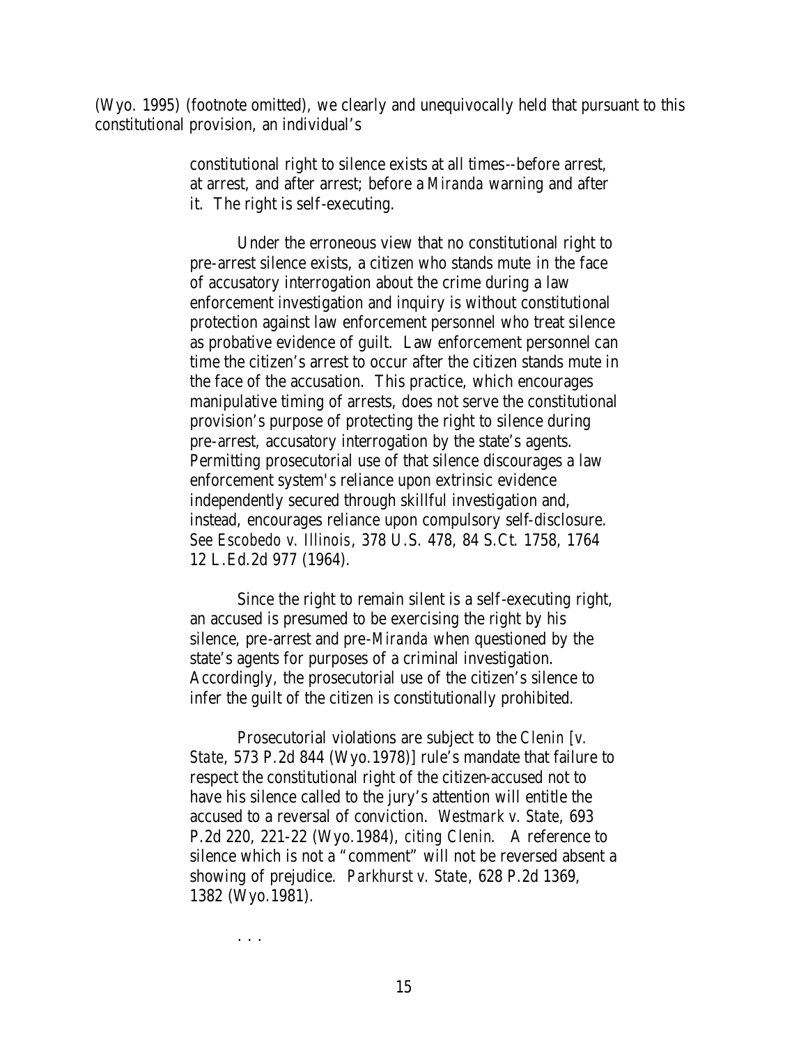(Wyo. 1995) (footnote omitted), we clearly and unequivocally held that pursuant to this constitutional provision, an individual's

> constitutional right to silence exists at all times--before arrest, at arrest, and after arrest; before a *Miranda* warning and after it. The right is self-executing.
>
> Under the erroneous view that no constitutional right to pre-arrest silence exists, a citizen who stands mute in the face of accusatory interrogation about the crime during a law enforcement investigation and inquiry is without constitutional protection against law enforcement personnel who treat silence as probative evidence of guilt. Law enforcement personnel can time the citizen's arrest to occur after the citizen stands mute in the face of the accusation. This practice, which encourages manipulative timing of arrests, does not serve the constitutional provision's purpose of protecting the right to silence during pre-arrest, accusatory interrogation by the state's agents. Permitting prosecutorial use of that silence discourages a law enforcement system's reliance upon extrinsic evidence independently secured through skillful investigation and, instead, encourages reliance upon compulsory self-disclosure. *See Escobedo v. Illinois*, 378 U.S. 478, 84 S.Ct. 1758, 1764 12 L.Ed.2d 977 (1964).
>
> Since the right to remain silent is a self-executing right, an accused is presumed to be exercising the right by his silence, pre-arrest and pre-*Miranda* when questioned by the state's agents for purposes of a criminal investigation. Accordingly, the prosecutorial use of the citizen's silence to infer the guilt of the citizen is constitutionally prohibited.
>
> Prosecutorial violations are subject to the *Clenin [v. State*, 573 P.2d 844 (Wyo.1978)] rule's mandate that failure to respect the constitutional right of the citizen-accused not to have his silence called to the jury's attention will entitle the accused to a reversal of conviction. *Westmark v. State*, 693 P.2d 220, 221-22 (Wyo.1984), *citing Clenin*. A reference to silence which is not a "comment" will not be reversed absent a showing of prejudice. *Parkhurst v. State*, 628 P.2d 1369, 1382 (Wyo.1981).
>
> . . .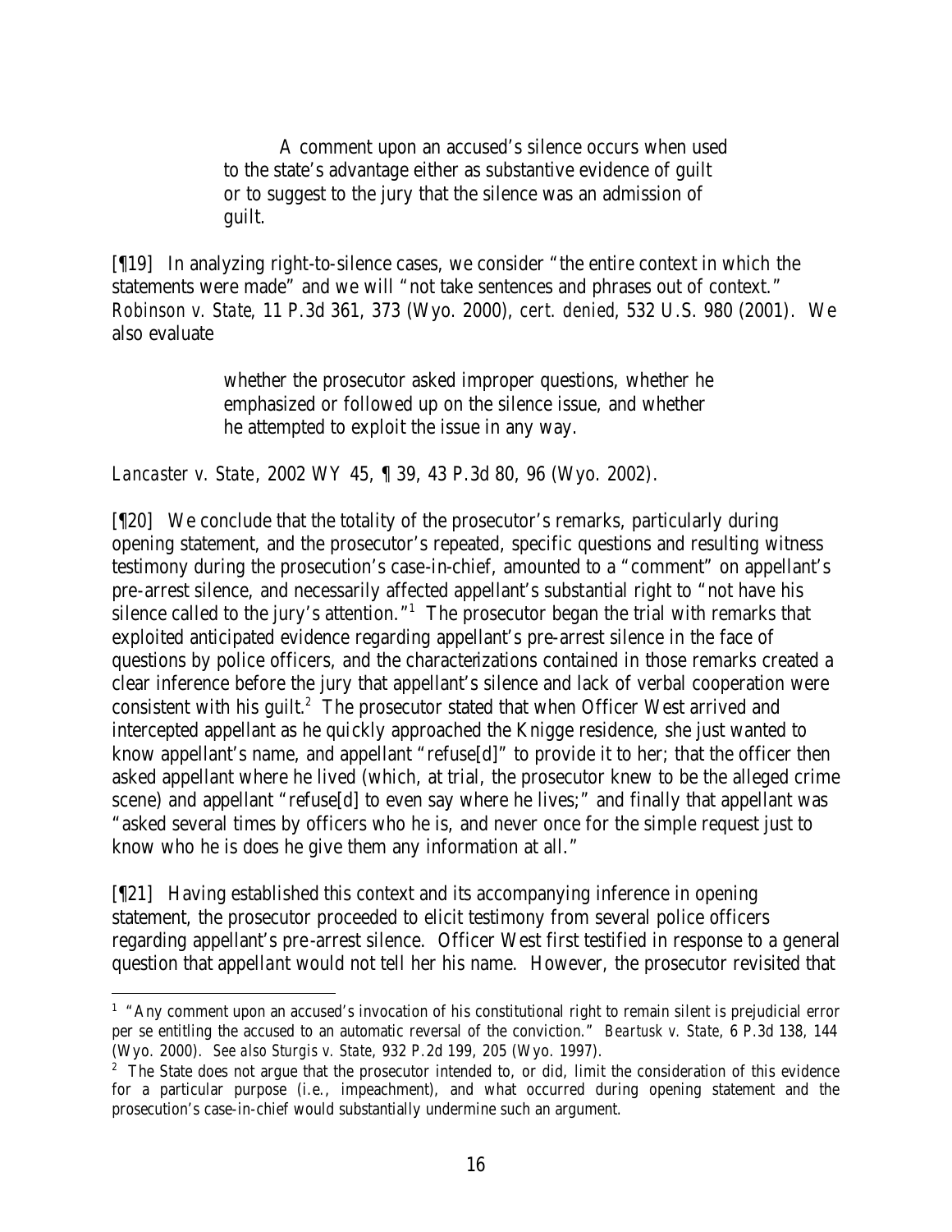> A comment upon an accused's silence occurs when used to the state's advantage either as substantive evidence of guilt or to suggest to the jury that the silence was an admission of guilt.

[¶19] In analyzing right-to-silence cases, we consider "the entire context in which the statements were made" and we will "not take sentences and phrases out of context." *Robinson v. State*, 11 P.3d 361, 373 (Wyo. 2000), *cert. denied*, 532 U.S. 980 (2001). We also evaluate

> whether the prosecutor asked improper questions, whether he emphasized or followed up on the silence issue, and whether he attempted to exploit the issue in any way.

*Lancaster v. State*, 2002 WY 45, ¶ 39, 43 P.3d 80, 96 (Wyo. 2002).

[¶20] We conclude that the totality of the prosecutor's remarks, particularly during opening statement, and the prosecutor's repeated, specific questions and resulting witness testimony during the prosecution's case-in-chief, amounted to a "comment" on appellant's pre-arrest silence, and necessarily affected appellant's substantial right to "not have his silence called to the jury's attention."[1] The prosecutor began the trial with remarks that exploited anticipated evidence regarding appellant's pre-arrest silence in the face of questions by police officers, and the characterizations contained in those remarks created a clear inference before the jury that appellant's silence and lack of verbal cooperation were consistent with his guilt.[2] The prosecutor stated that when Officer West arrived and intercepted appellant as he quickly approached the Knigge residence, she just wanted to know appellant's name, and appellant "refuse[d]" to provide it to her; that the officer then asked appellant where he lived (which, at trial, the prosecutor knew to be the alleged crime scene) and appellant "refuse[d] to even say where he lives;" and finally that appellant was "asked several times by officers who he is, and never once for the simple request just to know who he is does he give them any information at all."

[¶21] Having established this context and its accompanying inference in opening statement, the prosecutor proceeded to elicit testimony from several police officers regarding appellant's pre-arrest silence. Officer West first testified in response to a general question that appellant would not tell her his name. However, the prosecutor revisited that

---

[1] "Any comment upon an accused's invocation of his constitutional right to remain silent is prejudicial error per se entitling the accused to an automatic reversal of the conviction." *Beartusk v. State*, 6 P.3d 138, 144 (Wyo. 2000). *See also Sturgis v. State*, 932 P.2d 199, 205 (Wyo. 1997).

[2] The State does not argue that the prosecutor intended to, or did, limit the consideration of this evidence for a particular purpose (i.e., impeachment), and what occurred during opening statement and the prosecution's case-in-chief would substantially undermine such an argument.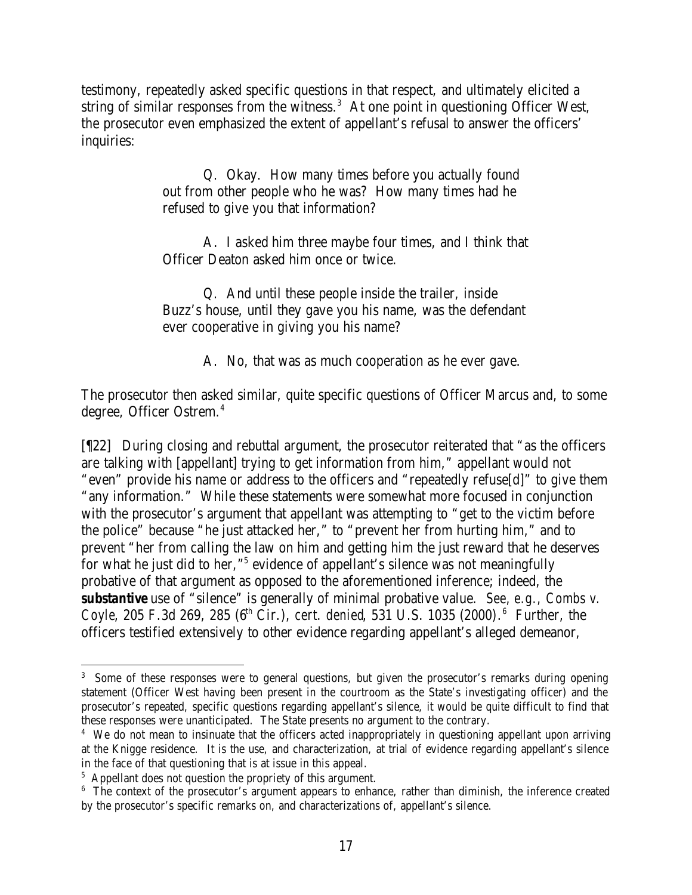testimony, repeatedly asked specific questions in that respect, and ultimately elicited a string of similar responses from the witness.[3] At one point in questioning Officer West, the prosecutor even emphasized the extent of appellant's refusal to answer the officers' inquiries:

> Q. Okay. How many times before you actually found out from other people who he was? How many times had he refused to give you that information?
>
> A. I asked him three maybe four times, and I think that Officer Deaton asked him once or twice.
>
> Q. And until these people inside the trailer, inside Buzz's house, until they gave you his name, was the defendant ever cooperative in giving you his name?
>
> A. No, that was as much cooperation as he ever gave.

The prosecutor then asked similar, quite specific questions of Officer Marcus and, to some degree, Officer Ostrem.[4]

[¶22] During closing and rebuttal argument, the prosecutor reiterated that "as the officers are talking with [appellant] trying to get information from him," appellant would not "even" provide his name or address to the officers and "repeatedly refuse[d]" to give them "any information." While these statements were somewhat more focused in conjunction with the prosecutor's argument that appellant was attempting to "get to the victim before the police" because "he just attacked her," to "prevent her from hurting him," and to prevent "her from calling the law on him and getting him the just reward that he deserves for what he just did to her,"[5] evidence of appellant's silence was not meaningfully probative of that argument as opposed to the aforementioned inference; indeed, the ***substantive*** use of "silence" is generally of minimal probative value. *See, e.g., Combs v. Coyle*, 205 F.3d 269, 285 (6th Cir.), *cert. denied*, 531 U.S. 1035 (2000).[6] Further, the officers testified extensively to other evidence regarding appellant's alleged demeanor,

---

[3] Some of these responses were to general questions, but given the prosecutor's remarks during opening statement (Officer West having been present in the courtroom as the State's investigating officer) and the prosecutor's repeated, specific questions regarding appellant's silence, it would be quite difficult to find that these responses were unanticipated. The State presents no argument to the contrary.

[4] We do not mean to insinuate that the officers acted inappropriately in questioning appellant upon arriving at the Knigge residence. It is the use, and characterization, at trial of evidence regarding appellant's silence in the face of that questioning that is at issue in this appeal.

[5] Appellant does not question the propriety of this argument.

[6] The context of the prosecutor's argument appears to enhance, rather than diminish, the inference created by the prosecutor's specific remarks on, and characterizations of, appellant's silence.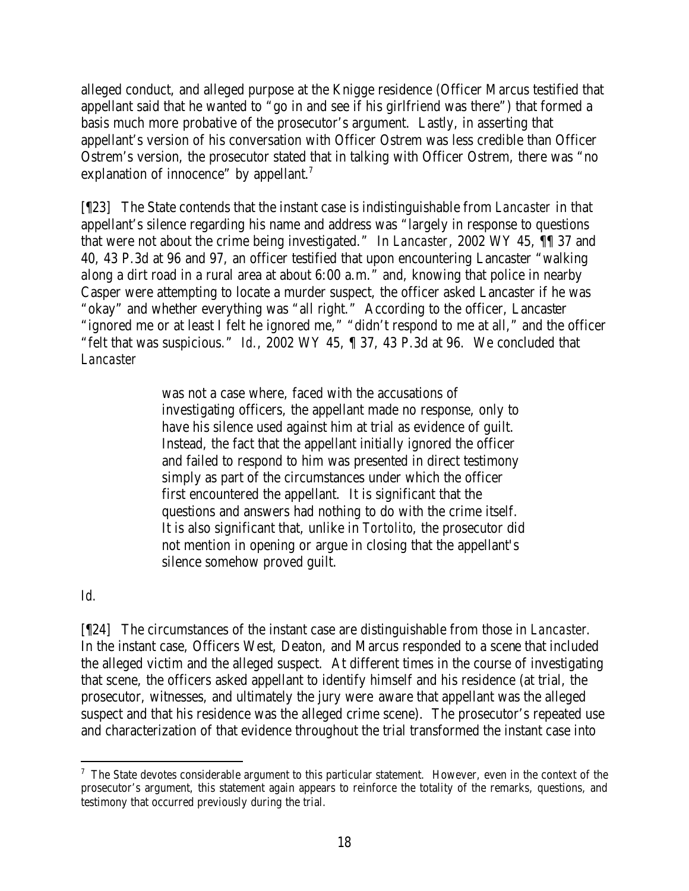alleged conduct, and alleged purpose at the Knigge residence (Officer Marcus testified that appellant said that he wanted to "go in and see if his girlfriend was there") that formed a basis much more probative of the prosecutor's argument. Lastly, in asserting that appellant's version of his conversation with Officer Ostrem was less credible than Officer Ostrem's version, the prosecutor stated that in talking with Officer Ostrem, there was "no explanation of innocence" by appellant.[7]

[¶23] The State contends that the instant case is indistinguishable from *Lancaster* in that appellant's silence regarding his name and address was "largely in response to questions that were not about the crime being investigated." In *Lancaster*, 2002 WY 45, ¶¶ 37 and 40, 43 P.3d at 96 and 97, an officer testified that upon encountering Lancaster "walking along a dirt road in a rural area at about 6:00 a.m." and, knowing that police in nearby Casper were attempting to locate a murder suspect, the officer asked Lancaster if he was "okay" and whether everything was "all right." According to the officer, Lancaster "ignored me or at least I felt he ignored me," "didn't respond to me at all," and the officer "felt that was suspicious." *Id.*, 2002 WY 45, ¶ 37, 43 P.3d at 96. We concluded that *Lancaster*

> was not a case where, faced with the accusations of investigating officers, the appellant made no response, only to have his silence used against him at trial as evidence of guilt. Instead, the fact that the appellant initially ignored the officer and failed to respond to him was presented in direct testimony simply as part of the circumstances under which the officer first encountered the appellant. It is significant that the questions and answers had nothing to do with the crime itself. It is also significant that, unlike in *Tortolito*, the prosecutor did not mention in opening or argue in closing that the appellant's silence somehow proved guilt.

*Id.*

[¶24] The circumstances of the instant case are distinguishable from those in *Lancaster*. In the instant case, Officers West, Deaton, and Marcus responded to a scene that included the alleged victim and the alleged suspect. At different times in the course of investigating that scene, the officers asked appellant to identify himself and his residence (at trial, the prosecutor, witnesses, and ultimately the jury were aware that appellant was the alleged suspect and that his residence was the alleged crime scene). The prosecutor's repeated use and characterization of that evidence throughout the trial transformed the instant case into

[7] The State devotes considerable argument to this particular statement. However, even in the context of the prosecutor's argument, this statement again appears to reinforce the totality of the remarks, questions, and testimony that occurred previously during the trial.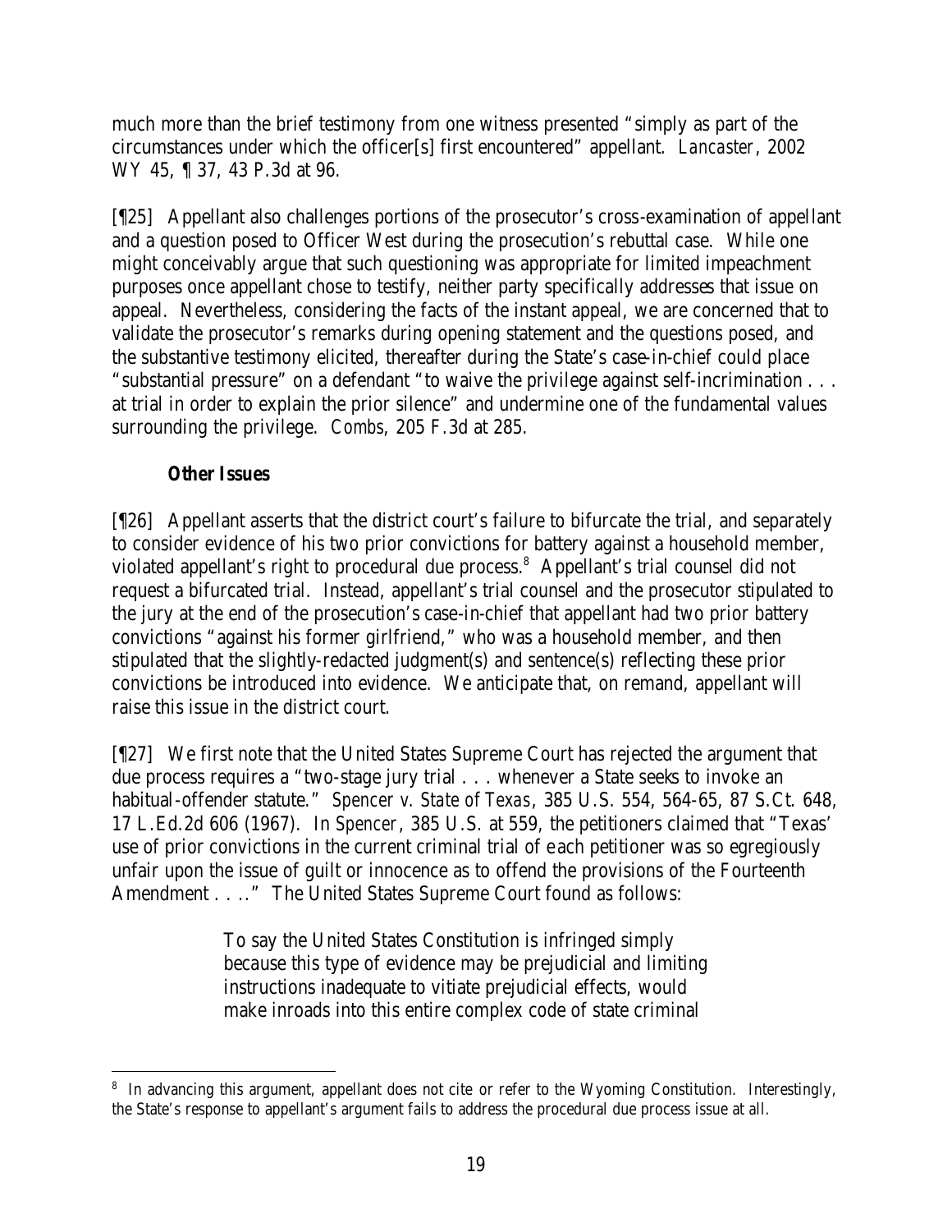much more than the brief testimony from one witness presented "simply as part of the circumstances under which the officer[s] first encountered" appellant. *Lancaster*, 2002 WY 45, ¶ 37, 43 P.3d at 96.

[¶25] Appellant also challenges portions of the prosecutor's cross-examination of appellant and a question posed to Officer West during the prosecution's rebuttal case. While one might conceivably argue that such questioning was appropriate for limited impeachment purposes once appellant chose to testify, neither party specifically addresses that issue on appeal. Nevertheless, considering the facts of the instant appeal, we are concerned that to validate the prosecutor's remarks during opening statement and the questions posed, and the substantive testimony elicited, thereafter during the State's case-in-chief could place "substantial pressure" on a defendant "to waive the privilege against self-incrimination . . . at trial in order to explain the prior silence" and undermine one of the fundamental values surrounding the privilege. *Combs*, 205 F.3d at 285.

### *Other Issues*

[¶26] Appellant asserts that the district court's failure to bifurcate the trial, and separately to consider evidence of his two prior convictions for battery against a household member, violated appellant's right to procedural due process.[8] Appellant's trial counsel did not request a bifurcated trial. Instead, appellant's trial counsel and the prosecutor stipulated to the jury at the end of the prosecution's case-in-chief that appellant had two prior battery convictions "against his former girlfriend," who was a household member, and then stipulated that the slightly-redacted judgment(s) and sentence(s) reflecting these prior convictions be introduced into evidence. We anticipate that, on remand, appellant will raise this issue in the district court.

[¶27] We first note that the United States Supreme Court has rejected the argument that due process requires a "two-stage jury trial . . . whenever a State seeks to invoke an habitual-offender statute." *Spencer v. State of Texas*, 385 U.S. 554, 564-65, 87 S.Ct. 648, 17 L.Ed.2d 606 (1967). In *Spencer*, 385 U.S. at 559, the petitioners claimed that "Texas' use of prior convictions in the current criminal trial of each petitioner was so egregiously unfair upon the issue of guilt or innocence as to offend the provisions of the Fourteenth Amendment . . .." The United States Supreme Court found as follows:

> To say the United States Constitution is infringed simply because this type of evidence may be prejudicial and limiting instructions inadequate to vitiate prejudicial effects, would make inroads into this entire complex code of state criminal

---

[8] In advancing this argument, appellant does not cite or refer to the Wyoming Constitution. Interestingly, the State's response to appellant's argument fails to address the procedural due process issue at all.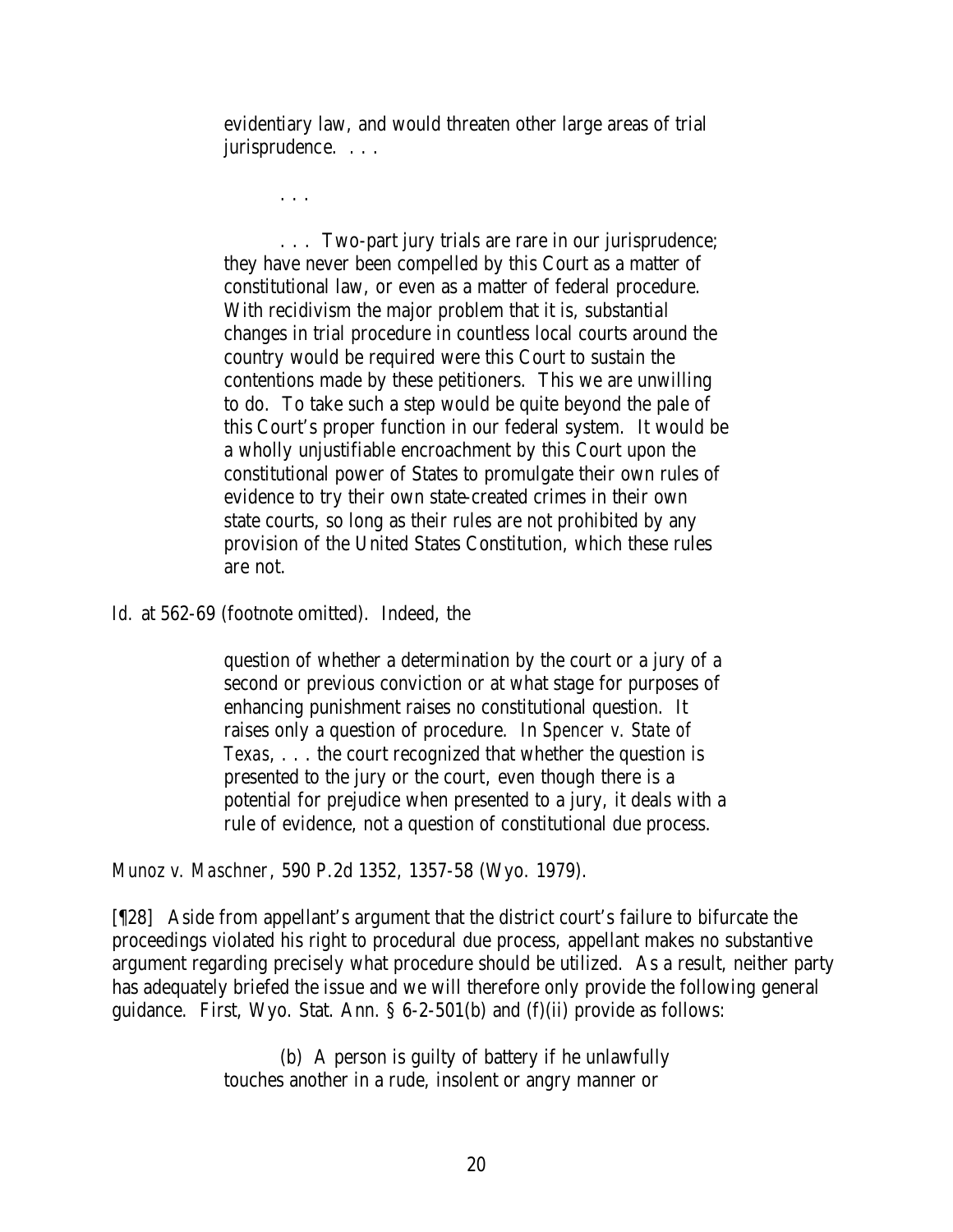> evidentiary law, and would threaten other large areas of trial jurisprudence. . . .
>
> . . .
>
> . . . Two-part jury trials are rare in our jurisprudence; they have never been compelled by this Court as a matter of constitutional law, or even as a matter of federal procedure. With recidivism the major problem that it is, substantial changes in trial procedure in countless local courts around the country would be required were this Court to sustain the contentions made by these petitioners. This we are unwilling to do. To take such a step would be quite beyond the pale of this Court's proper function in our federal system. It would be a wholly unjustifiable encroachment by this Court upon the constitutional power of States to promulgate their own rules of evidence to try their own state-created crimes in their own state courts, so long as their rules are not prohibited by any provision of the United States Constitution, which these rules are not.

*Id.* at 562-69 (footnote omitted). Indeed, the

> question of whether a determination by the court or a jury of a second or previous conviction or at what stage for purposes of enhancing punishment raises no constitutional question. It raises only a question of procedure. In *Spencer v. State of Texas*, . . . the court recognized that whether the question is presented to the jury or the court, even though there is a potential for prejudice when presented to a jury, it deals with a rule of evidence, not a question of constitutional due process.

*Munoz v. Maschner*, 590 P.2d 1352, 1357-58 (Wyo. 1979).

[¶28] Aside from appellant's argument that the district court's failure to bifurcate the proceedings violated his right to procedural due process, appellant makes no substantive argument regarding precisely what procedure should be utilized. As a result, neither party has adequately briefed the issue and we will therefore only provide the following general guidance. First, Wyo. Stat. Ann. § 6-2-501(b) and (f)(ii) provide as follows:

> (b) A person is guilty of battery if he unlawfully touches another in a rude, insolent or angry manner or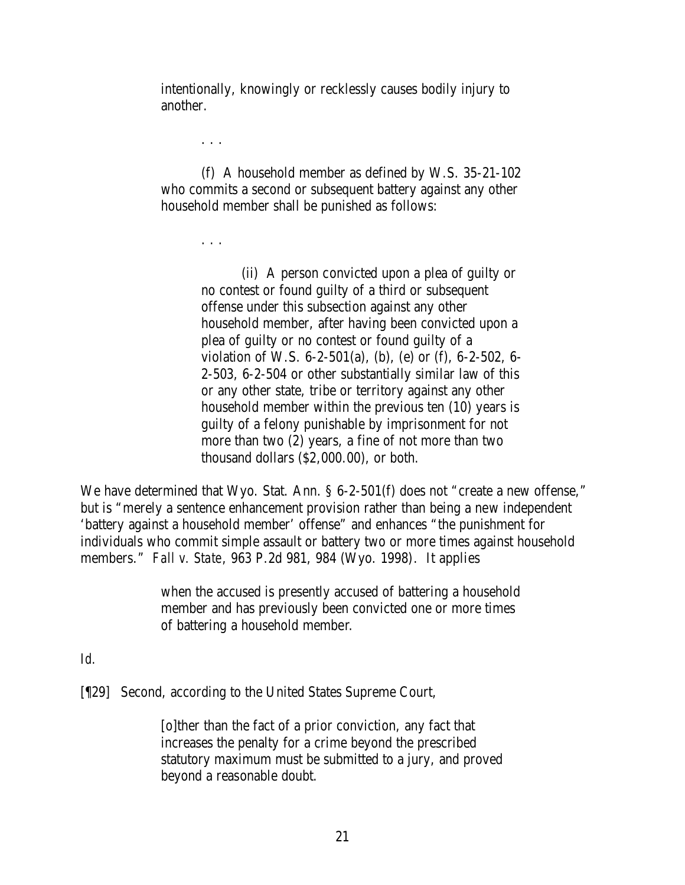intentionally, knowingly or recklessly causes bodily injury to another.

> . . .
>
> (f) A household member as defined by W.S. 35-21-102 who commits a second or subsequent battery against any other household member shall be punished as follows:
>
> . . .
>
> (ii) A person convicted upon a plea of guilty or no contest or found guilty of a third or subsequent offense under this subsection against any other household member, after having been convicted upon a plea of guilty or no contest or found guilty of a violation of W.S. 6-2-501(a), (b), (e) or (f), 6-2-502, 6-2-503, 6-2-504 or other substantially similar law of this or any other state, tribe or territory against any other household member within the previous ten (10) years is guilty of a felony punishable by imprisonment for not more than two (2) years, a fine of not more than two thousand dollars ($2,000.00), or both.

We have determined that Wyo. Stat. Ann. § 6-2-501(f) does not "create a new offense," but is "merely a sentence enhancement provision rather than being a new independent 'battery against a household member' offense" and enhances "the punishment for individuals who commit simple assault or battery two or more times against household members." *Fall v. State*, 963 P.2d 981, 984 (Wyo. 1998). It applies

> when the accused is presently accused of battering a household member and has previously been convicted one or more times of battering a household member.

*Id.*

[¶29] Second, according to the United States Supreme Court,

> [o]ther than the fact of a prior conviction, any fact that increases the penalty for a crime beyond the prescribed statutory maximum must be submitted to a jury, and proved beyond a reasonable doubt.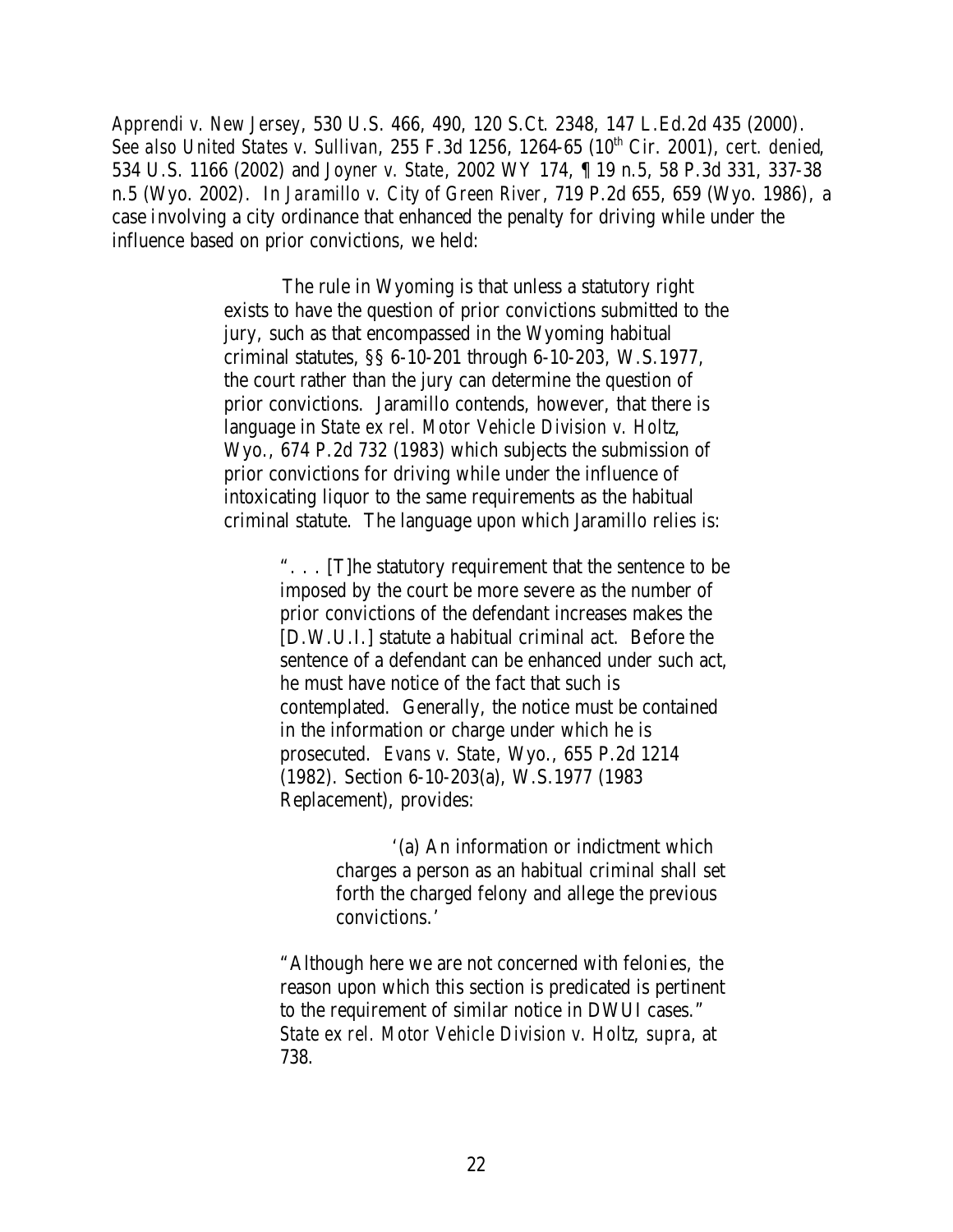*Apprendi v. New Jersey*, 530 U.S. 466, 490, 120 S.Ct. 2348, 147 L.Ed.2d 435 (2000). *See also United States v. Sullivan*, 255 F.3d 1256, 1264-65 (10th Cir. 2001), *cert. denied*, 534 U.S. 1166 (2002) and *Joyner v. State*, 2002 WY 174, ¶ 19 n.5, 58 P.3d 331, 337-38 n.5 (Wyo. 2002). In *Jaramillo v. City of Green River*, 719 P.2d 655, 659 (Wyo. 1986), a case involving a city ordinance that enhanced the penalty for driving while under the influence based on prior convictions, we held:

> The rule in Wyoming is that unless a statutory right exists to have the question of prior convictions submitted to the jury, such as that encompassed in the Wyoming habitual criminal statutes, §§ 6-10-201 through 6-10-203, W.S.1977, the court rather than the jury can determine the question of prior convictions. Jaramillo contends, however, that there is language in *State ex rel. Motor Vehicle Division v. Holtz*, Wyo., 674 P.2d 732 (1983) which subjects the submission of prior convictions for driving while under the influence of intoxicating liquor to the same requirements as the habitual criminal statute. The language upon which Jaramillo relies is:
>
> > ". . . [T]he statutory requirement that the sentence to be imposed by the court be more severe as the number of prior convictions of the defendant increases makes the [D.W.U.I.] statute a habitual criminal act. Before the sentence of a defendant can be enhanced under such act, he must have notice of the fact that such is contemplated. Generally, the notice must be contained in the information or charge under which he is prosecuted. *Evans v. State*, Wyo., 655 P.2d 1214 (1982). Section 6-10-203(a), W.S.1977 (1983 Replacement), provides:
> >
> > > '(a) An information or indictment which charges a person as an habitual criminal shall set forth the charged felony and allege the previous convictions.'
> >
> > "Although here we are not concerned with felonies, the reason upon which this section is predicated is pertinent to the requirement of similar notice in DWUI cases." *State ex rel. Motor Vehicle Division v. Holtz*, *supra*, at 738.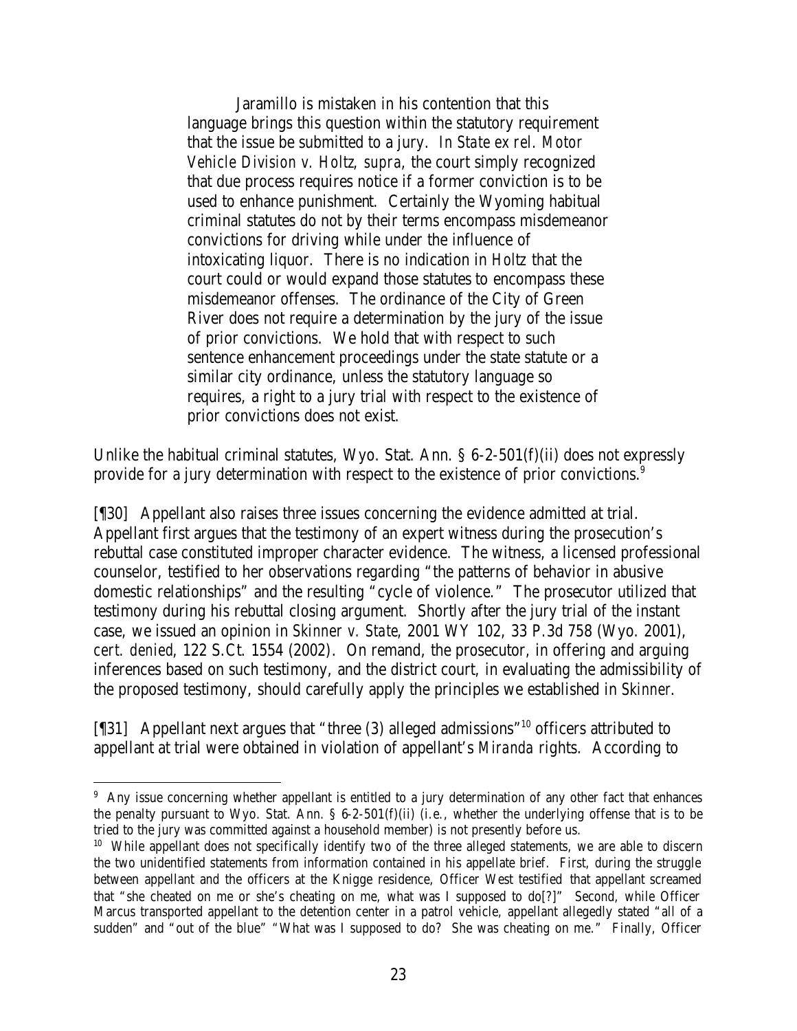> Jaramillo is mistaken in his contention that this language brings this question within the statutory requirement that the issue be submitted to a jury. In *State ex rel. Motor Vehicle Division v. Holtz*, *supra*, the court simply recognized that due process requires notice if a former conviction is to be used to enhance punishment. Certainly the Wyoming habitual criminal statutes do not by their terms encompass misdemeanor convictions for driving while under the influence of intoxicating liquor. There is no indication in *Holtz* that the court could or would expand those statutes to encompass these misdemeanor offenses. The ordinance of the City of Green River does not require a determination by the jury of the issue of prior convictions. We hold that with respect to such sentence enhancement proceedings under the state statute or a similar city ordinance, unless the statutory language so requires, a right to a jury trial with respect to the existence of prior convictions does not exist.

Unlike the habitual criminal statutes, Wyo. Stat. Ann. § 6-2-501(f)(ii) does not expressly provide for a jury determination with respect to the existence of prior convictions.[9]

[¶30] Appellant also raises three issues concerning the evidence admitted at trial. Appellant first argues that the testimony of an expert witness during the prosecution's rebuttal case constituted improper character evidence. The witness, a licensed professional counselor, testified to her observations regarding "the patterns of behavior in abusive domestic relationships" and the resulting "cycle of violence." The prosecutor utilized that testimony during his rebuttal closing argument. Shortly after the jury trial of the instant case, we issued an opinion in *Skinner v. State*, 2001 WY 102, 33 P.3d 758 (Wyo. 2001), *cert. denied*, 122 S.Ct. 1554 (2002). On remand, the prosecutor, in offering and arguing inferences based on such testimony, and the district court, in evaluating the admissibility of the proposed testimony, should carefully apply the principles we established in *Skinner*.

[¶31] Appellant next argues that "three (3) alleged admissions"[10] officers attributed to appellant at trial were obtained in violation of appellant's *Miranda* rights. According to

---

[9] Any issue concerning whether appellant is entitled to a jury determination of any other fact that enhances the penalty pursuant to Wyo. Stat. Ann. § 6-2-501(f)(ii) (i.e., whether the underlying offense that is to be tried to the jury was committed against a household member) is not presently before us.

[10] While appellant does not specifically identify two of the three alleged statements, we are able to discern the two unidentified statements from information contained in his appellate brief. First, during the struggle between appellant and the officers at the Knigge residence, Officer West testified that appellant screamed that "she cheated on me or she's cheating on me, what was I supposed to do[?]" Second, while Officer Marcus transported appellant to the detention center in a patrol vehicle, appellant allegedly stated "all of a sudden" and "out of the blue" "What was I supposed to do? She was cheating on me." Finally, Officer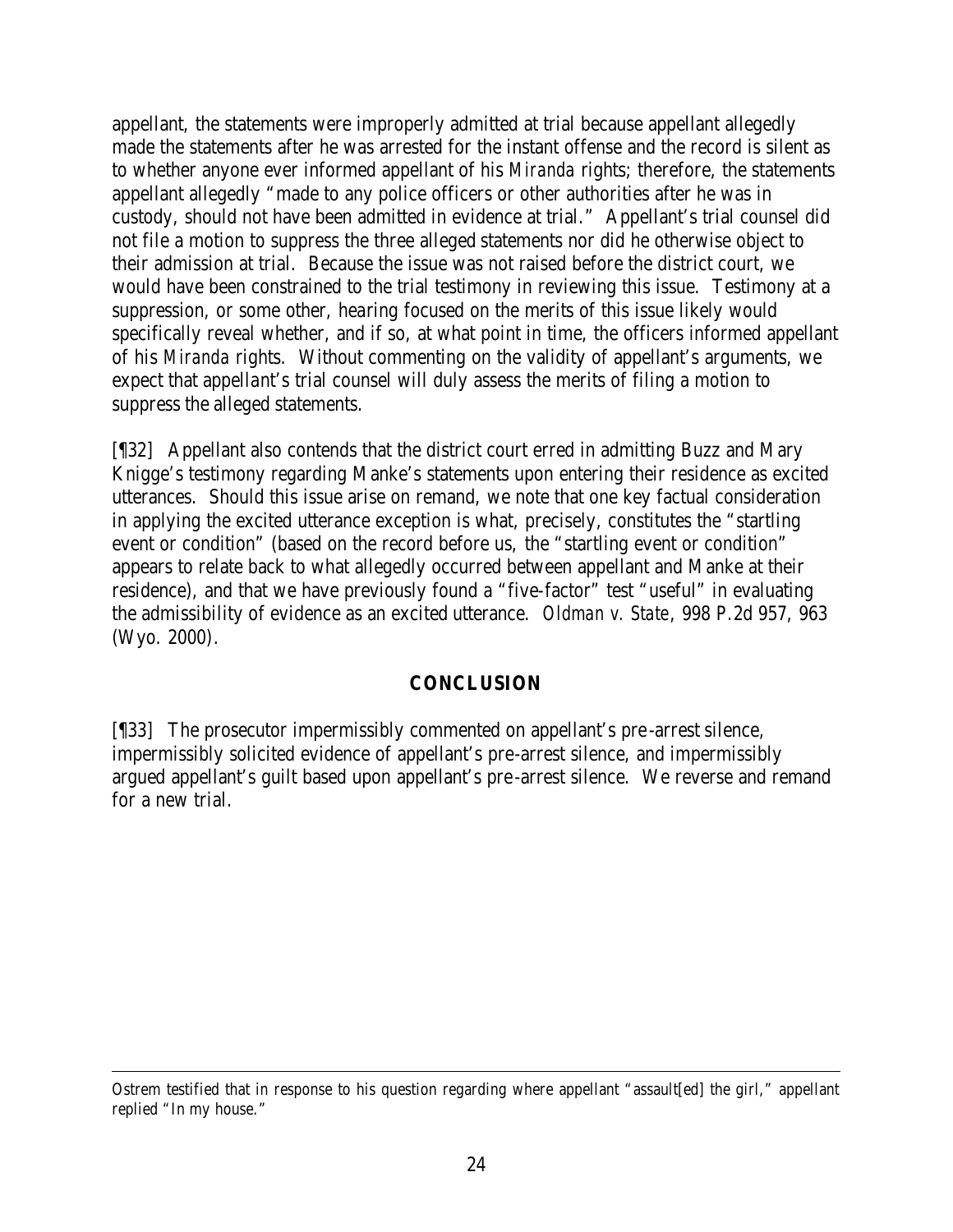appellant, the statements were improperly admitted at trial because appellant allegedly made the statements after he was arrested for the instant offense and the record is silent as to whether anyone ever informed appellant of his *Miranda* rights; therefore, the statements appellant allegedly "made to any police officers or other authorities after he was in custody, should not have been admitted in evidence at trial." Appellant's trial counsel did not file a motion to suppress the three alleged statements nor did he otherwise object to their admission at trial. Because the issue was not raised before the district court, we would have been constrained to the trial testimony in reviewing this issue. Testimony at a suppression, or some other, hearing focused on the merits of this issue likely would specifically reveal whether, and if so, at what point in time, the officers informed appellant of his *Miranda* rights. Without commenting on the validity of appellant's arguments, we expect that appellant's trial counsel will duly assess the merits of filing a motion to suppress the alleged statements.

[¶32] Appellant also contends that the district court erred in admitting Buzz and Mary Knigge's testimony regarding Manke's statements upon entering their residence as excited utterances. Should this issue arise on remand, we note that one key factual consideration in applying the excited utterance exception is what, precisely, constitutes the "startling event or condition" (based on the record before us, the "startling event or condition" appears to relate back to what allegedly occurred between appellant and Manke at their residence), and that we have previously found a "five-factor" test "useful" in evaluating the admissibility of evidence as an excited utterance. *Oldman v. State*, 998 P.2d 957, 963 (Wyo. 2000).

## CONCLUSION

[¶33] The prosecutor impermissibly commented on appellant's pre-arrest silence, impermissibly solicited evidence of appellant's pre-arrest silence, and impermissibly argued appellant's guilt based upon appellant's pre-arrest silence. We reverse and remand for a new trial.

---

Ostrem testified that in response to his question regarding where appellant "assault[ed] the girl," appellant replied "In my house."